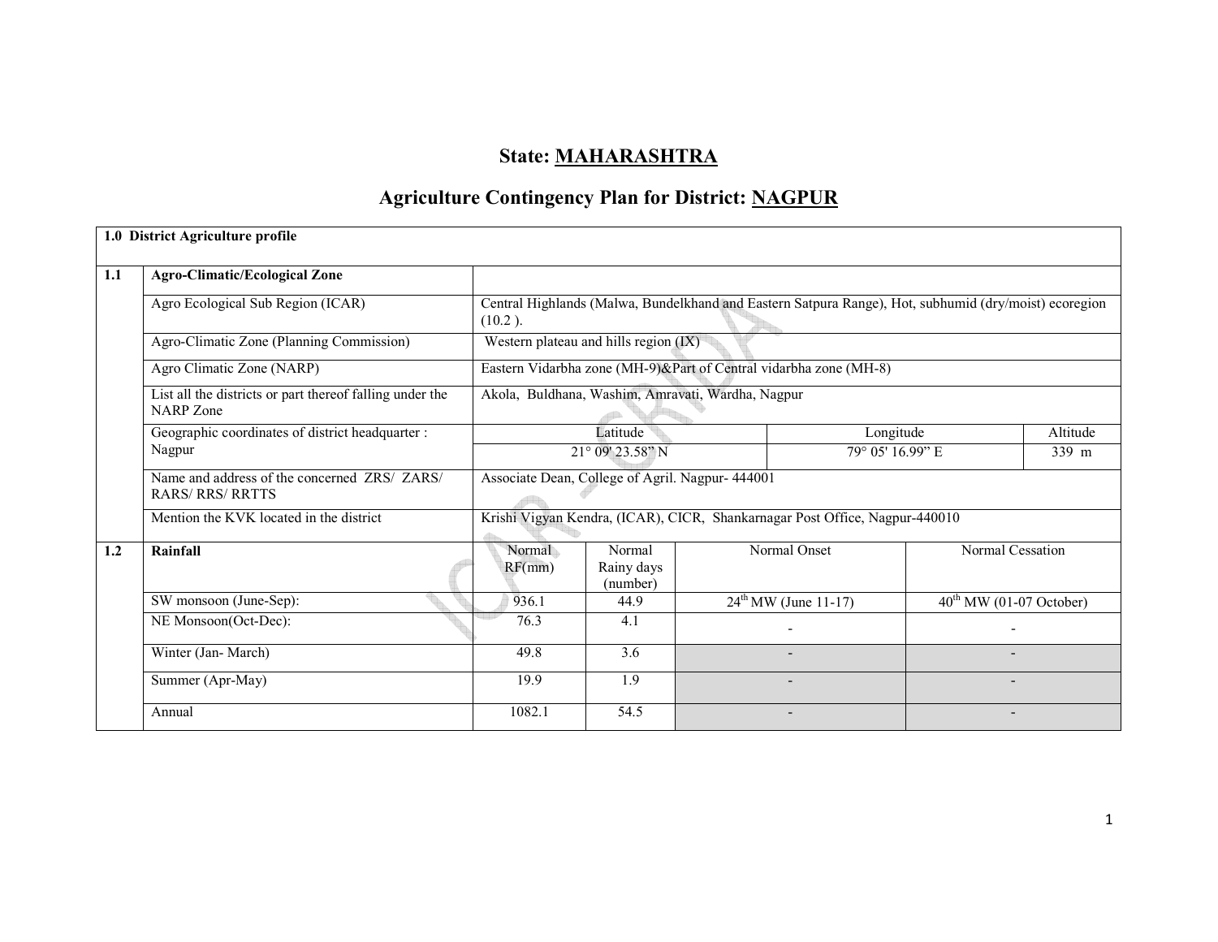# State: MAHARASHTRA

## Agriculture Contingency Plan for District: NAGPUR

| **1.0 District Agriculture profile** | | | | | | |
|---|---|---|---|---|---|---|
| **1.1** | **Agro-Climatic/Ecological Zone** | | | | | |
| | Agro Ecological Sub Region (ICAR) | Central Highlands (Malwa, Bundelkhand and Eastern Satpura Range), Hot, subhumid (dry/moist) ecoregion (10.2 ). | | | | |
| | Agro-Climatic Zone (Planning Commission) | Western plateau and hills region (IX) | | | | |
| | Agro Climatic Zone (NARP) | Eastern Vidarbha zone (MH-9)&Part of Central vidarbha zone (MH-8) | | | | |
| | List all the districts or part thereof falling under the NARP Zone | Akola, Buldhana, Washim, Amravati, Wardha, Nagpur | | | | |
| | Geographic coordinates of district headquarter : Nagpur | Latitude | | Longitude | | Altitude |
| | | 21° 09' 23.58" N | | 79° 05' 16.99" E | | 339 m |
| | Name and address of the concerned ZRS/ ZARS/ RARS/ RRS/ RRTTS | Associate Dean, College of Agril. Nagpur- 444001 | | | | |
| | Mention the KVK located in the district | Krishi Vigyan Kendra, (ICAR), CICR, Shankarnagar Post Office, Nagpur-440010 | | | | |
| **1.2** | **Rainfall** | Normal RF(mm) | Normal Rainy days (number) | Normal Onset | Normal Cessation | |
| | SW monsoon (June-Sep): | 936.1 | 44.9 | 24th MW (June 11-17) | 40th MW (01-07 October) | |
| | NE Monsoon(Oct-Dec): | 76.3 | 4.1 | - | - | |
| | Winter (Jan- March) | 49.8 | 3.6 | - | - | |
| | Summer (Apr-May) | 19.9 | 1.9 | - | - | |
| | Annual | 1082.1 | 54.5 | - | - | |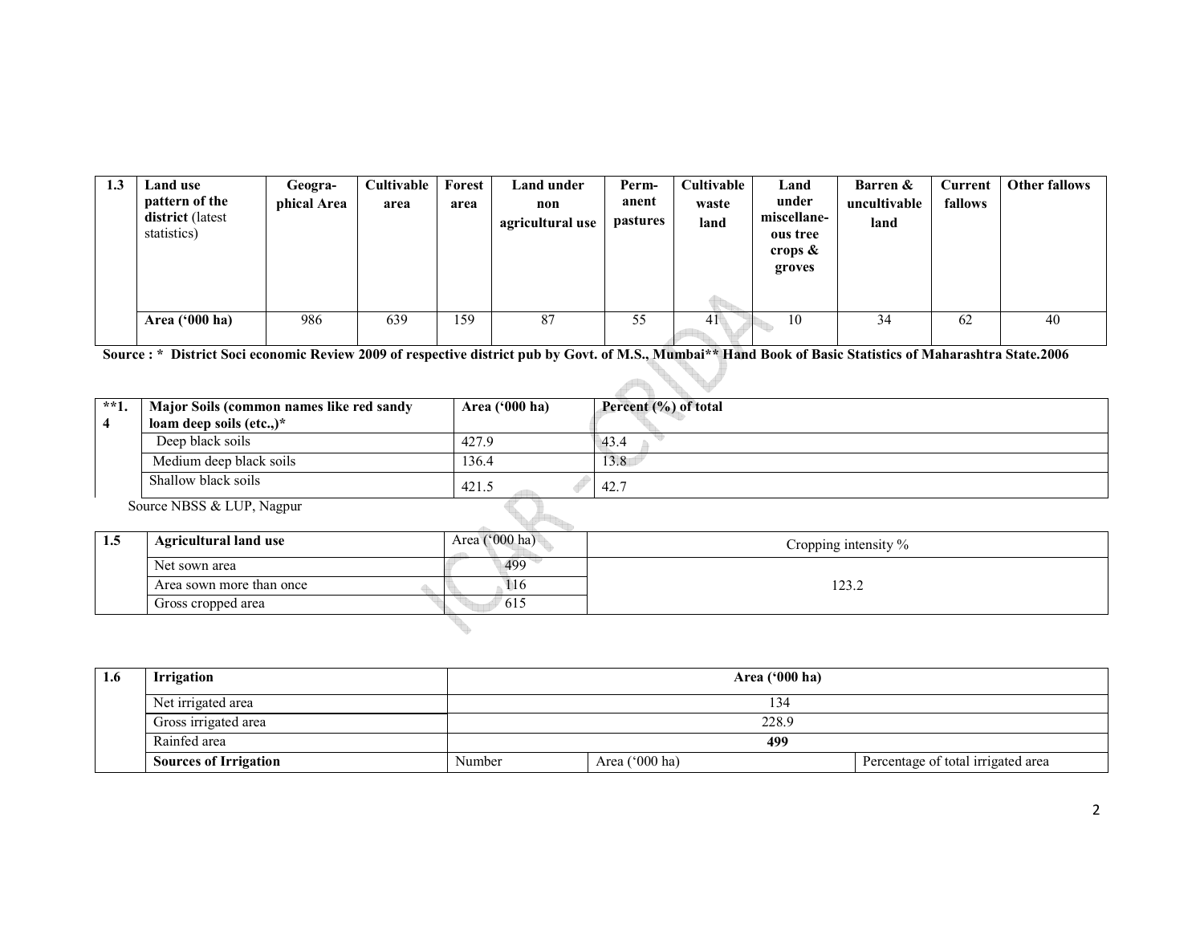| 1.3 | Land use pattern of the district (latest statistics) | Geographical Area | Cultivable area | Forest area | Land under non agricultural use | Permanent pastures | Cultivable waste land | Land under miscellaneous tree crops & groves | Barren & uncultivable land | Current fallows | Other fallows |
|---|---|---|---|---|---|---|---|---|---|---|---|
| | Area ('000 ha) | 986 | 639 | 159 | 87 | 55 | 41 | 10 | 34 | 62 | 40 |

**Source : * District Soci economic Review 2009 of respective district pub by Govt. of M.S., Mumbai** Hand Book of Basic Statistics of Maharashtra State.2006**

| **1.4 | Major Soils (common names like red sandy loam deep soils (etc.,)* | Area ('000 ha) | Percent (%) of total |
|---|---|---|---|
| | Deep black soils | 427.9 | 43.4 |
| | Medium deep black soils | 136.4 | 13.8 |
| | Shallow black soils | 421.5 | 42.7 |

Source NBSS & LUP, Nagpur

| 1.5 | Agricultural land use | Area ('000 ha) | Cropping intensity % |
|---|---|---|---|
| | Net sown area | 499 | 123.2 |
| | Area sown more than once | 116 | |
| | Gross cropped area | 615 | |

| 1.6 | Irrigation | Area ('000 ha) | | |
|---|---|---|---|---|
| | Net irrigated area | 134 | | |
| | Gross irrigated area | 228.9 | | |
| | Rainfed area | **499** | | |
| | **Sources of Irrigation** | Number | Area ('000 ha) | Percentage of total irrigated area |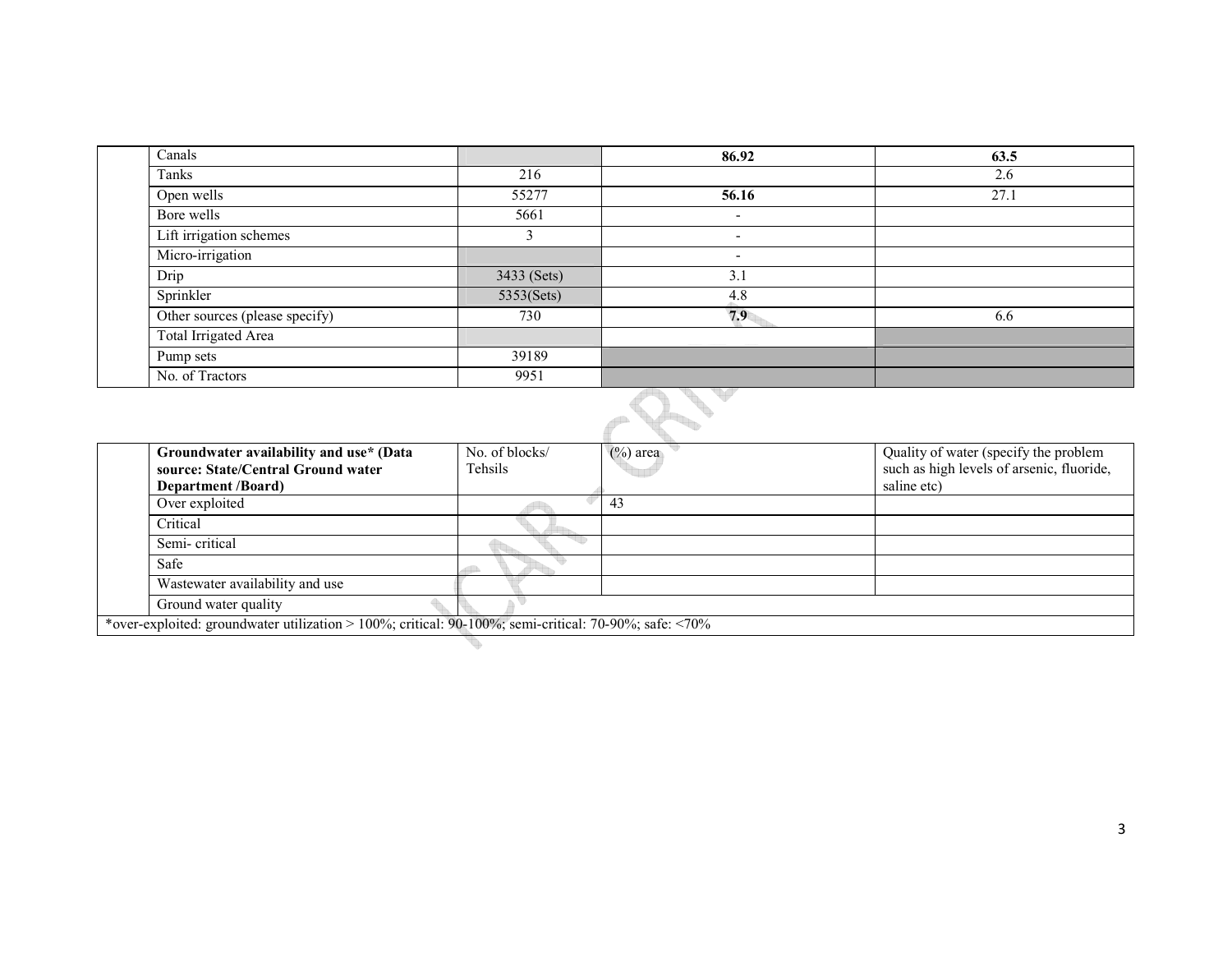| | | | | |
|---|---|---|---|---|
| | Canals | | **86.92** | **63.5** |
| | Tanks | 216 | | 2.6 |
| | Open wells | 55277 | **56.16** | 27.1 |
| | Bore wells | 5661 | - | |
| | Lift irrigation schemes | 3 | - | |
| | Micro-irrigation | | - | |
| | Drip | 3433 (Sets) | 3.1 | |
| | Sprinkler | 5353(Sets) | 4.8 | |
| | Other sources (please specify) | 730 | **7.9** | 6.6 |
| | Total Irrigated Area | | | |
| | Pump sets | 39189 | | |
| | No. of Tractors | 9951 | | |

| | **Groundwater availability and use\* (Data source: State/Central Ground water Department /Board)** | No. of blocks/ Tehsils | (%) area | Quality of water (specify the problem such as high levels of arsenic, fluoride, saline etc) |
|---|---|---|---|---|
| | Over exploited | | 43 | |
| | Critical | | | |
| | Semi- critical | | | |
| | Safe | | | |
| | Wastewater availability and use | | | |
| | Ground water quality | | | |

*over-exploited: groundwater utilization > 100%; critical: 90-100%; semi-critical: 70-90%; safe: <70%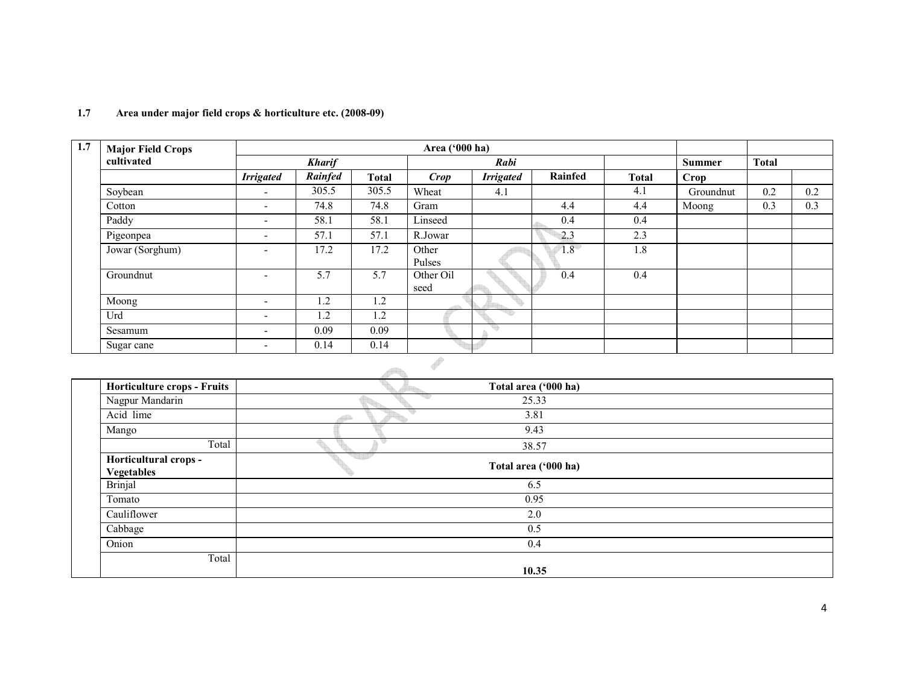**1.7 Area under major field crops & horticulture etc. (2008-09)**

| 1.7 | Major Field Crops cultivated | Area ('000 ha) | | | | | | | | | |
|---|---|---|---|---|---|---|---|---|---|---|---|
| | | *Kharif* | | | *Rabi* | | | | Summer | Total | |
| | | *Irrigated* | *Rainfed* | Total | *Crop* | *Irrigated* | Rainfed | Total | Crop | | |
| | Soybean | - | 305.5 | 305.5 | Wheat | 4.1 | | 4.1 | Groundnut | 0.2 | 0.2 |
| | Cotton | - | 74.8 | 74.8 | Gram | | 4.4 | 4.4 | Moong | 0.3 | 0.3 |
| | Paddy | - | 58.1 | 58.1 | Linseed | | 0.4 | 0.4 | | | |
| | Pigeonpea | - | 57.1 | 57.1 | R.Jowar | | 2.3 | 2.3 | | | |
| | Jowar (Sorghum) | - | 17.2 | 17.2 | Other Pulses | | 1.8 | 1.8 | | | |
| | Groundnut | - | 5.7 | 5.7 | Other Oil seed | | 0.4 | 0.4 | | | |
| | Moong | - | 1.2 | 1.2 | | | | | | | |
| | Urd | - | 1.2 | 1.2 | | | | | | | |
| | Sesamum | - | 0.09 | 0.09 | | | | | | | |
| | Sugar cane | - | 0.14 | 0.14 | | | | | | | |

| | Horticulture crops - Fruits | Total area ('000 ha) |
|---|---|---|
| | Nagpur Mandarin | 25.33 |
| | Acid lime | 3.81 |
| | Mango | 9.43 |
| | Total | 38.57 |
| | **Horticultural crops - Vegetables** | **Total area ('000 ha)** |
| | Brinjal | 6.5 |
| | Tomato | 0.95 |
| | Cauliflower | 2.0 |
| | Cabbage | 0.5 |
| | Onion | 0.4 |
| | Total | **10.35** |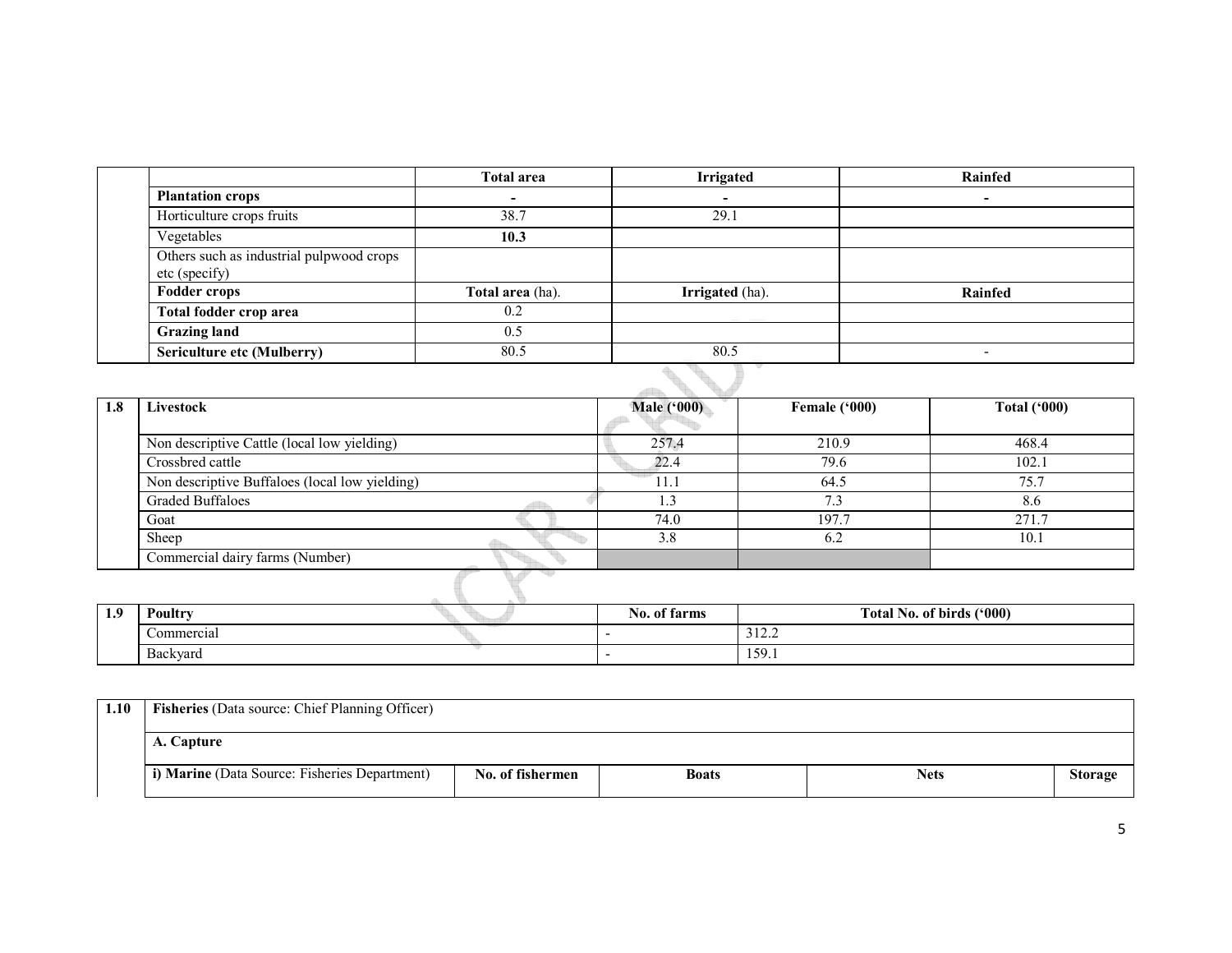| | | Total area | Irrigated | Rainfed |
|---|---|---|---|---|
| | **Plantation crops** | - | - | - |
| | Horticulture crops fruits | 38.7 | 29.1 | |
| | Vegetables | **10.3** | | |
| | Others such as industrial pulpwood crops etc (specify) | | | |
| | **Fodder crops** | **Total area** (ha). | **Irrigated** (ha). | **Rainfed** |
| | **Total fodder crop area** | 0.2 | | |
| | **Grazing land** | 0.5 | | |
| | **Sericulture etc (Mulberry)** | 80.5 | 80.5 | - |

| 1.8 | Livestock | Male ('000) | Female ('000) | Total ('000) |
|---|---|---|---|---|
| | Non descriptive Cattle (local low yielding) | 257.4 | 210.9 | 468.4 |
| | Crossbred cattle | 22.4 | 79.6 | 102.1 |
| | Non descriptive Buffaloes (local low yielding) | 11.1 | 64.5 | 75.7 |
| | Graded Buffaloes | 1.3 | 7.3 | 8.6 |
| | Goat | 74.0 | 197.7 | 271.7 |
| | Sheep | 3.8 | 6.2 | 10.1 |
| | Commercial dairy farms (Number) | | | |

| 1.9 | Poultry | No. of farms | Total No. of birds ('000) |
|---|---|---|---|
| | Commercial | - | 312.2 |
| | Backyard | - | 159.1 |

| 1.10 | **Fisheries** (Data source: Chief Planning Officer) | | | | |
|---|---|---|---|---|---|
| | **A. Capture** | | | | |
| | **i) Marine** (Data Source: Fisheries Department) | **No. of fishermen** | **Boats** | **Nets** | **Storage** |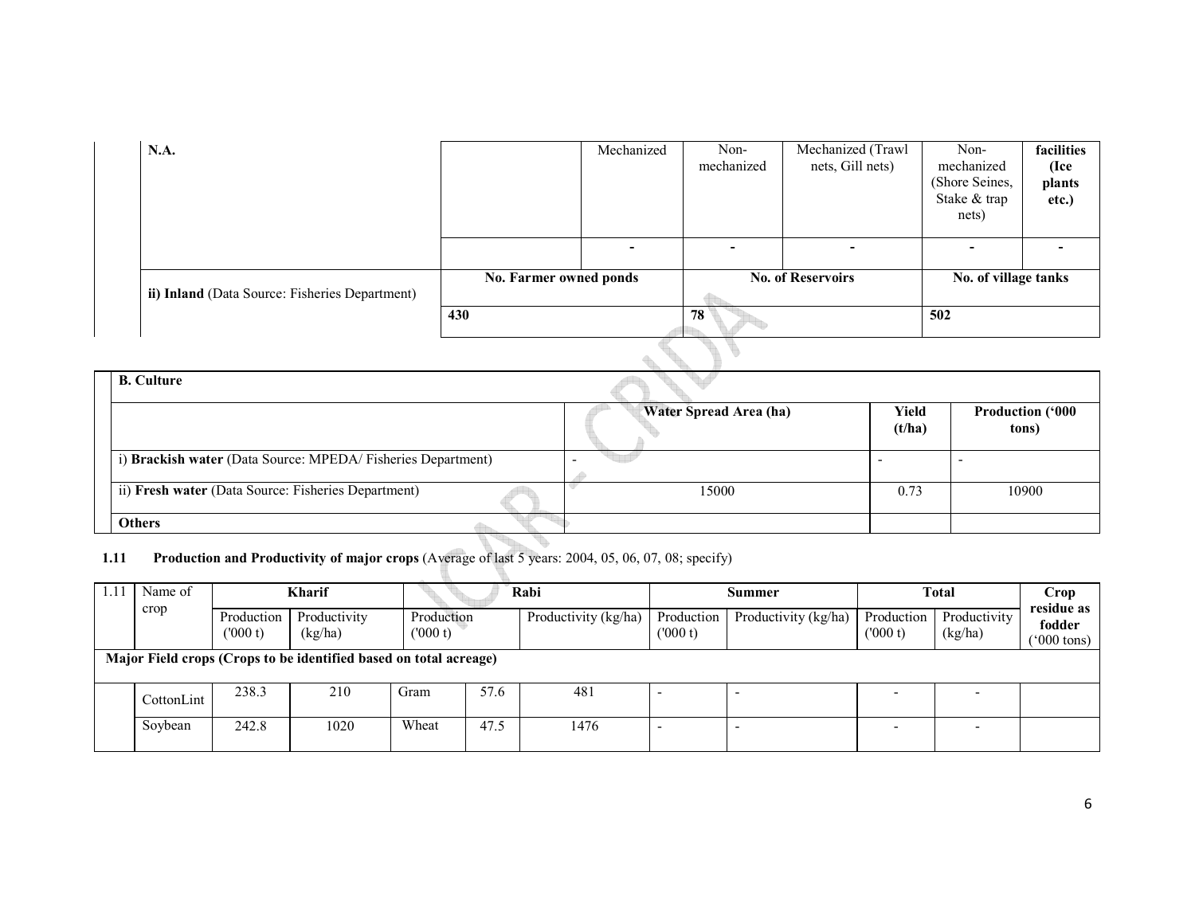| N.A. | | Mechanized | Non-mechanized | Mechanized (Trawl nets, Gill nets) | Non-mechanized (Shore Seines, Stake & trap nets) | facilities (Ice plants etc.) |
|---|---|---|---|---|---|---|
| | | - | - | - | - | - |
| ii) **Inland** (Data Source: Fisheries Department) | **No. Farmer owned ponds** | | **No. of Reservoirs** | | **No. of village tanks** | |
| | **430** | | **78** | | **502** | |

| **B. Culture** | | | |
|---|---|---|---|
| | **Water Spread Area (ha)** | **Yield (t/ha)** | **Production ('000 tons)** |
| i) **Brackish water** (Data Source: MPEDA/ Fisheries Department) | - | - | - |
| ii) **Fresh water** (Data Source: Fisheries Department) | 15000 | 0.73 | 10900 |
| **Others** | | | |

**1.11 Production and Productivity of major crops** (Average of last 5 years: 2004, 05, 06, 07, 08; specify)

| 1.11 | Name of crop | Kharif | | Rabi | | | Summer | | Total | | Crop residue as fodder ('000 tons) |
|---|---|---|---|---|---|---|---|---|---|---|---|
| | | Production ('000 t) | Productivity (kg/ha) | Production ('000 t) | | Productivity (kg/ha) | Production ('000 t) | Productivity (kg/ha) | Production ('000 t) | Productivity (kg/ha) | |
| **Major Field crops (Crops to be identified based on total acreage)** | | | | | | | | | | | |
| | CottonLint | 238.3 | 210 | Gram | 57.6 | 481 | - | - | - | - | |
| | Soybean | 242.8 | 1020 | Wheat | 47.5 | 1476 | - | - | - | - | |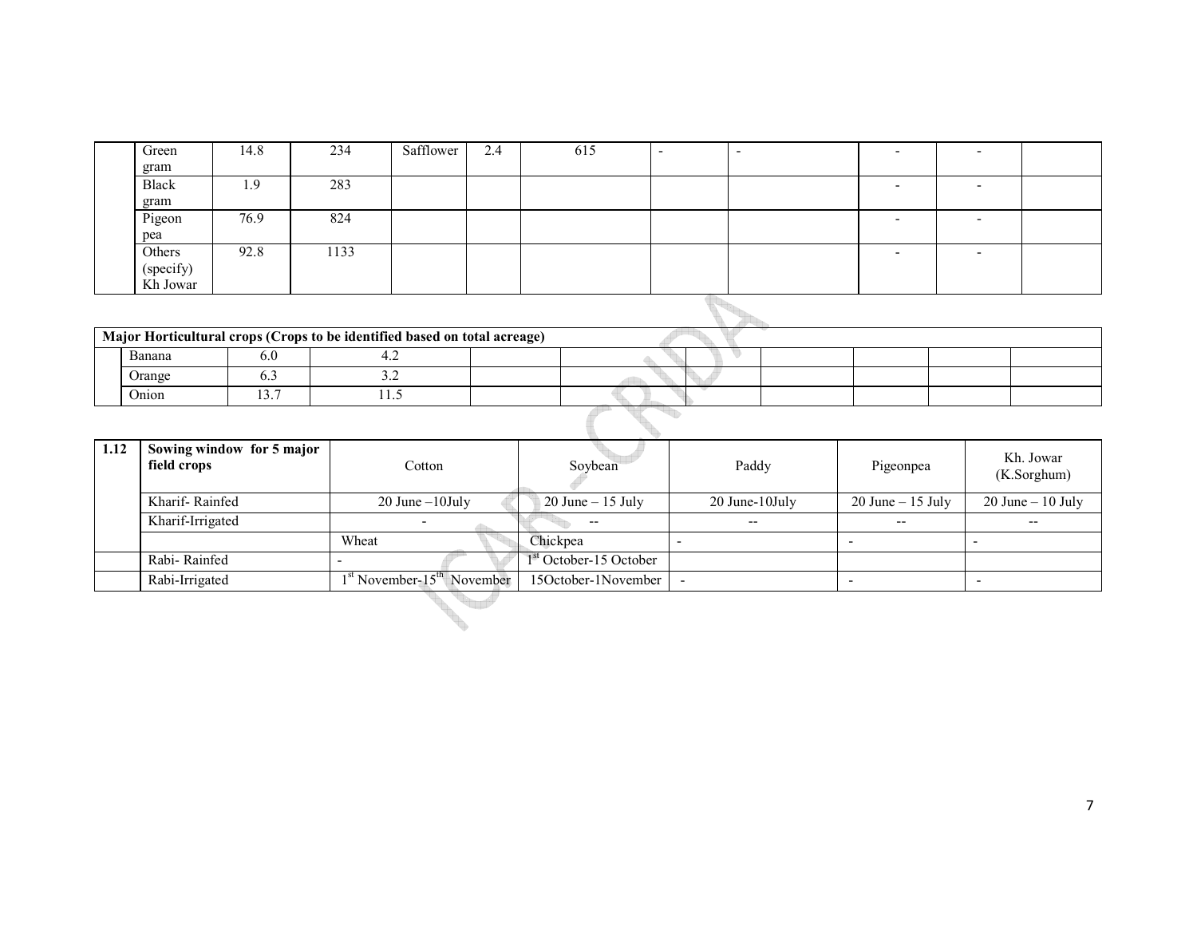| | Green gram | 14.8 | 234 | Safflower | 2.4 | 615 | - | - | - | - | |
|---|---|---|---|---|---|---|---|---|---|---|---|
| | Black gram | 1.9 | 283 | | | | | | - | - | |
| | Pigeon pea | 76.9 | 824 | | | | | | - | - | |
| | Others (specify) Kh Jowar | 92.8 | 1133 | | | | | | - | - | |

| **Major Horticultural crops (Crops to be identified based on total acreage)** | | | | | | | | | | |
|---|---|---|---|---|---|---|---|---|---|---|
| | Banana | 6.0 | 4.2 | | | | | | | |
| | Orange | 6.3 | 3.2 | | | | | | | |
| | Onion | 13.7 | 11.5 | | | | | | | |

| 1.12 | Sowing window for 5 major field crops | Cotton | Soybean | Paddy | Pigeonpea | Kh. Jowar (K.Sorghum) |
|---|---|---|---|---|---|---|
| | Kharif- Rainfed | 20 June –10July | 20 June – 15 July | 20 June-10July | 20 June – 15 July | 20 June – 10 July |
| | Kharif-Irrigated | - | -- | -- | -- | -- |
| | | Wheat | Chickpea | - | - | - |
| | Rabi- Rainfed | - | 1st October-15 October | | | |
| | Rabi-Irrigated | 1st November-15th November | 15October-1November | - | - | - |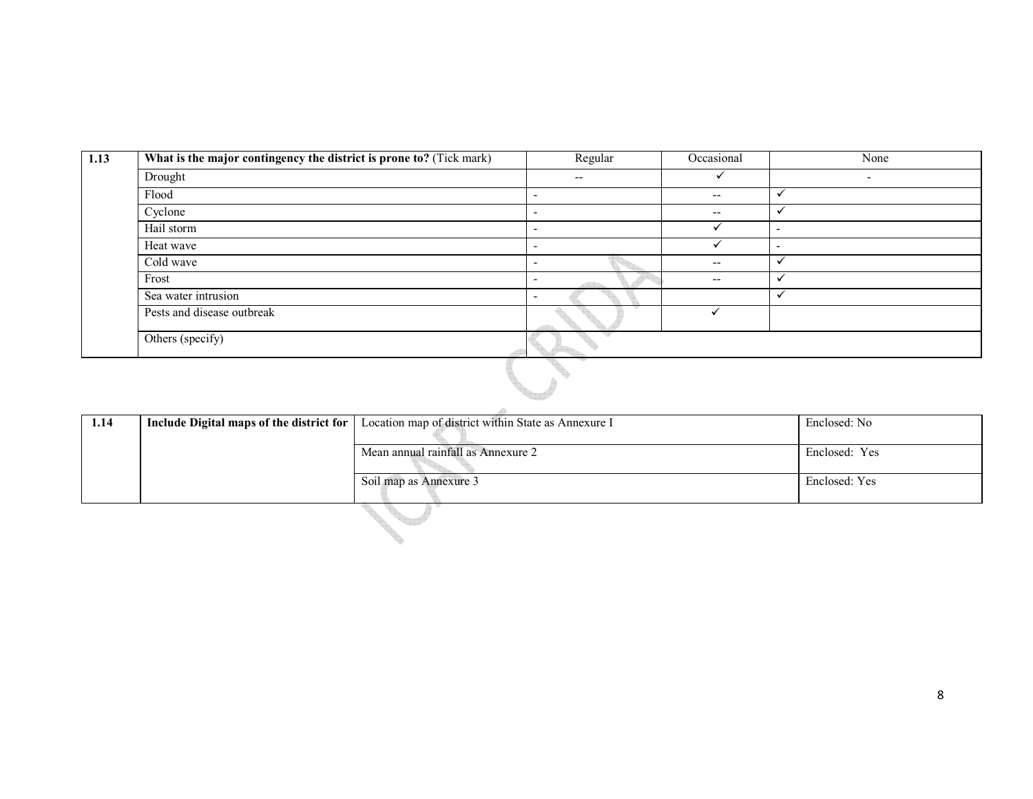| 1.13 | **What is the major contingency the district is prone to?** (Tick mark) | Regular | Occasional | None |
|---|---|---|---|---|
| | Drought | -- | ✓ | - |
| | Flood | - | -- | ✓ |
| | Cyclone | - | -- | ✓ |
| | Hail storm | - | ✓ | - |
| | Heat wave | - | ✓ | - |
| | Cold wave | - | -- | ✓ |
| | Frost | - | -- | ✓ |
| | Sea water intrusion | - | | ✓ |
| | Pests and disease outbreak | | ✓ | |
| | Others (specify) | | | |

| 1.14 | **Include Digital maps of the district for** | Location map of district within State as Annexure I | Enclosed: No |
|---|---|---|---|
| | | Mean annual rainfall as Annexure 2 | Enclosed: Yes |
| | | Soil map as Annexure 3 | Enclosed: Yes |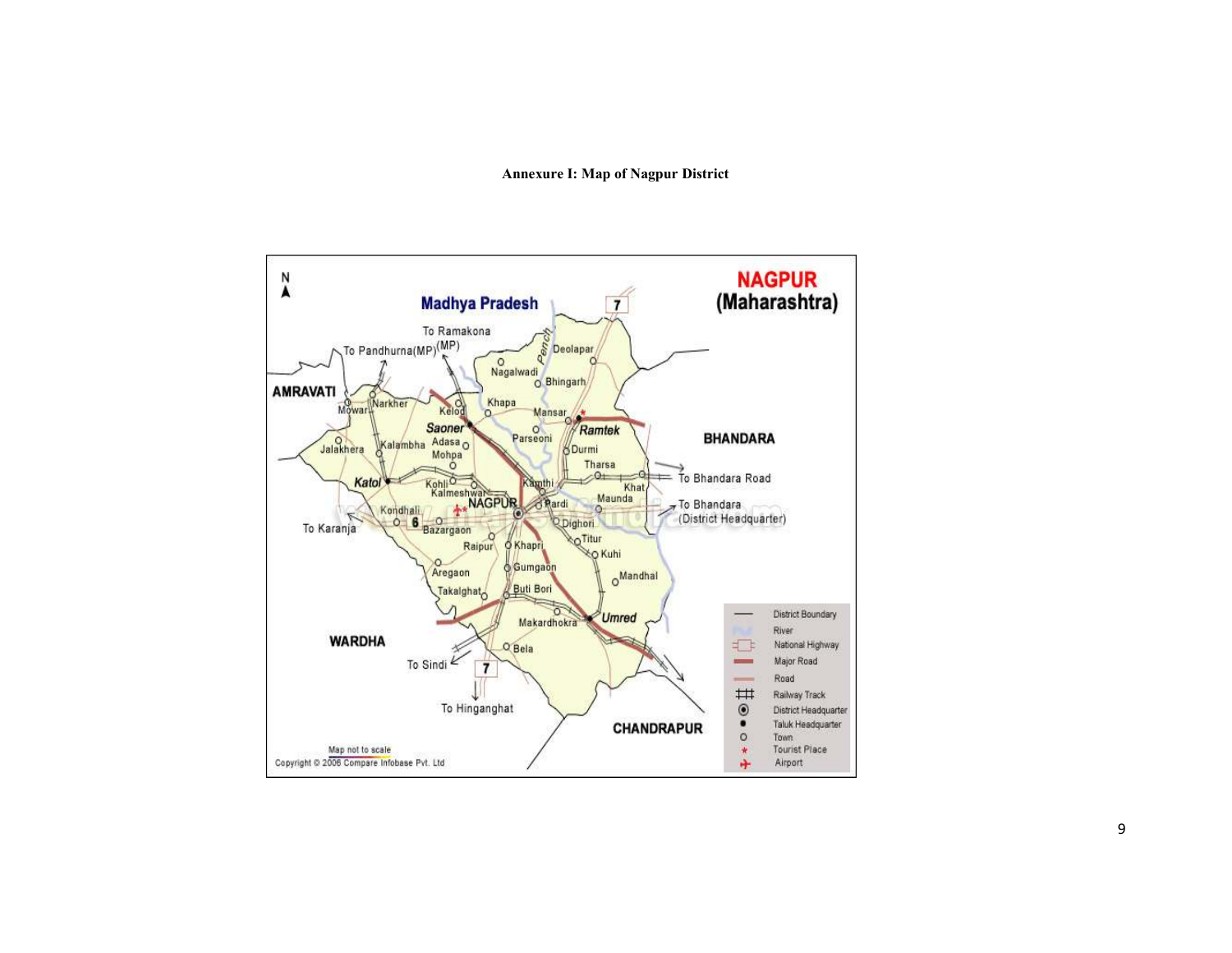**Annexure I: Map of Nagpur District**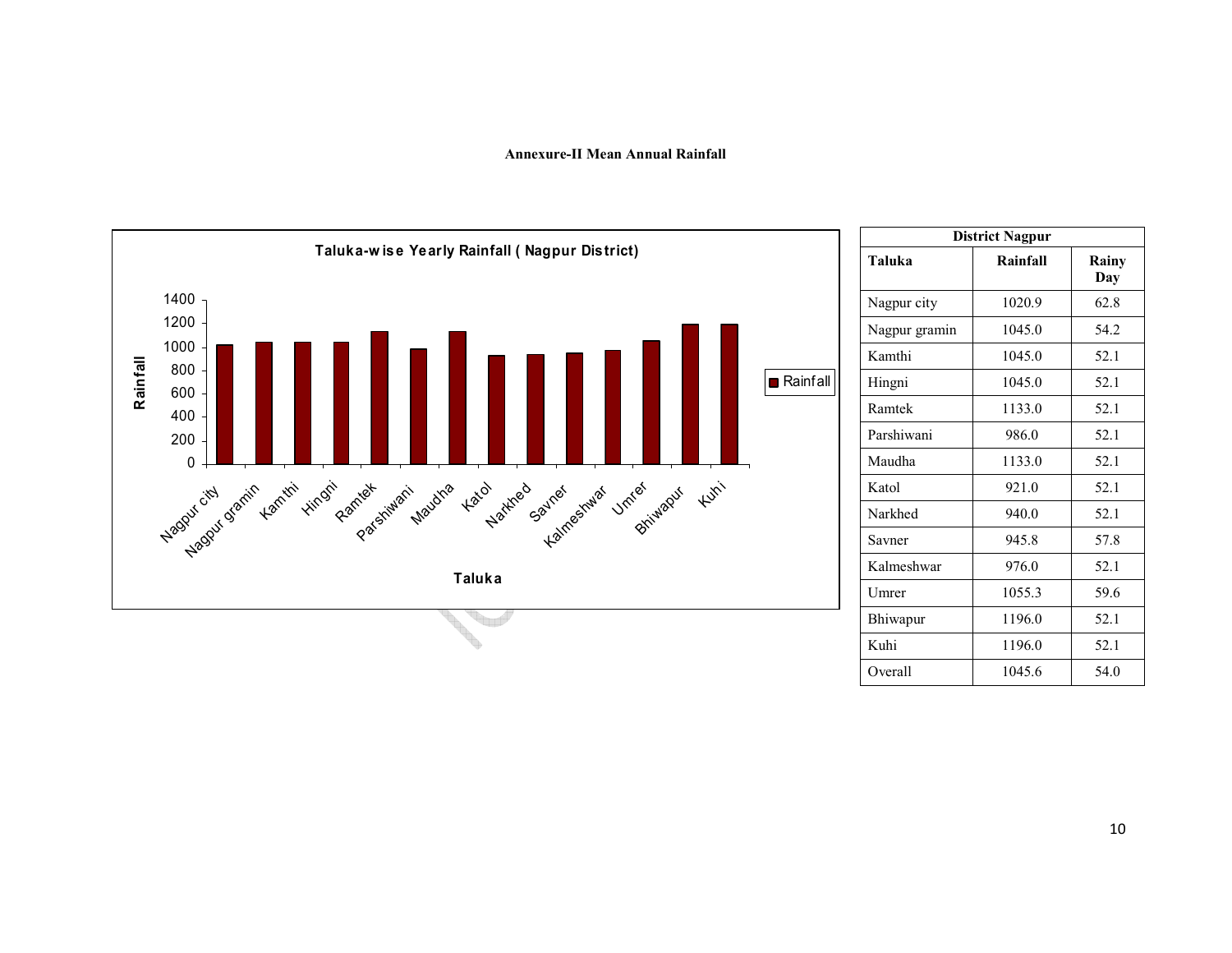**Annexure-II Mean Annual Rainfall**

**Taluka-wise Yearly Rainfall ( Nagpur District)**

| District Nagpur | | |
|---|---|---|
| **Taluka** | **Rainfall** | **Rainy Day** |
| Nagpur city | 1020.9 | 62.8 |
| Nagpur gramin | 1045.0 | 54.2 |
| Kamthi | 1045.0 | 52.1 |
| Hingni | 1045.0 | 52.1 |
| Ramtek | 1133.0 | 52.1 |
| Parshiwani | 986.0 | 52.1 |
| Maudha | 1133.0 | 52.1 |
| Katol | 921.0 | 52.1 |
| Narkhed | 940.0 | 52.1 |
| Savner | 945.8 | 57.8 |
| Kalmeshwar | 976.0 | 52.1 |
| Umrer | 1055.3 | 59.6 |
| Bhiwapur | 1196.0 | 52.1 |
| Kuhi | 1196.0 | 52.1 |
| Overall | 1045.6 | 54.0 |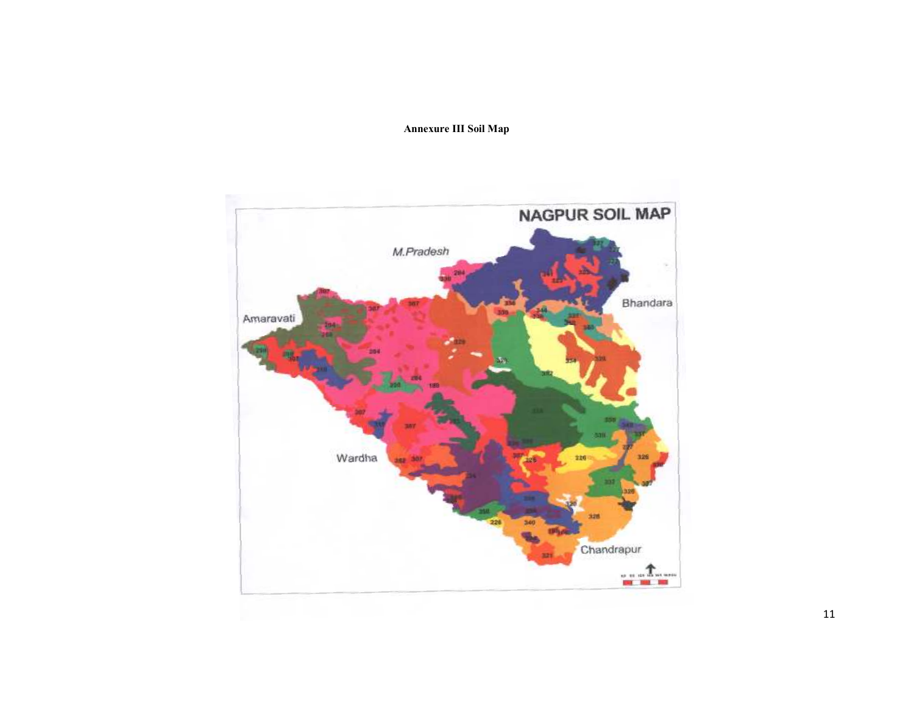**Annexure III Soil Map**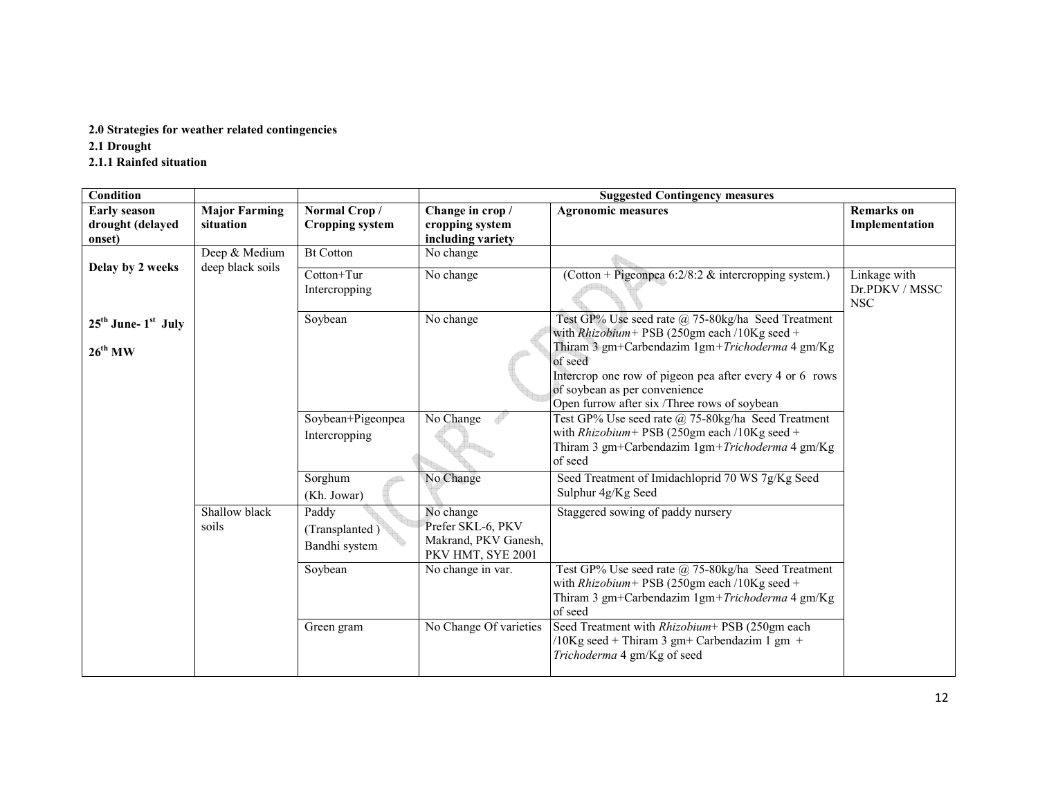**2.0 Strategies for weather related contingencies**

**2.1 Drought**

**2.1.1 Rainfed situation**

| Condition | | | Suggested Contingency measures | | |
|---|---|---|---|---|---|
| **Early season drought (delayed onset)** | **Major Farming situation** | **Normal Crop / Cropping system** | **Change in crop / cropping system including variety** | **Agronomic measures** | **Remarks on Implementation** |
| **Delay by 2 weeks**<br><br>**25th June- 1st July**<br><br>**26th MW** | Deep & Medium deep black soils | Bt Cotton | No change | | |
| | | Cotton+Tur Intercropping | No change | (Cotton + Pigeonpea 6:2/8:2 & intercropping system.) | Linkage with Dr.PDKV / MSSC NSC |
| | | Soybean | No change | Test GP% Use seed rate @ 75-80kg/ha Seed Treatment with *Rhizobium*+ PSB (250gm each /10Kg seed + Thiram 3 gm+Carbendazim 1gm+*Trichoderma* 4 gm/Kg of seed<br>Intercrop one row of pigeon pea after every 4 or 6 rows of soybean as per convenience<br>Open furrow after six /Three rows of soybean | |
| | | Soybean+Pigeonpea Intercropping | No Change | Test GP% Use seed rate @ 75-80kg/ha Seed Treatment with *Rhizobium*+ PSB (250gm each /10Kg seed + Thiram 3 gm+Carbendazim 1gm+*Trichoderma* 4 gm/Kg of seed | |
| | | Sorghum (Kh. Jowar) | No Change | Seed Treatment of Imidachloprid 70 WS 7g/Kg Seed Sulphur 4g/Kg Seed | |
| | Shallow black soils | Paddy (Transplanted ) Bandhi system | No change<br>Prefer SKL-6, PKV Makrand, PKV Ganesh, PKV HMT, SYE 2001 | Staggered sowing of paddy nursery | |
| | | Soybean | No change in var. | Test GP% Use seed rate @ 75-80kg/ha Seed Treatment with *Rhizobium*+ PSB (250gm each /10Kg seed + Thiram 3 gm+Carbendazim 1gm+*Trichoderma* 4 gm/Kg of seed | |
| | | Green gram | No Change Of varieties | Seed Treatment with *Rhizobium*+ PSB (250gm each /10Kg seed + Thiram 3 gm+ Carbendazim 1 gm + *Trichoderma* 4 gm/Kg of seed | |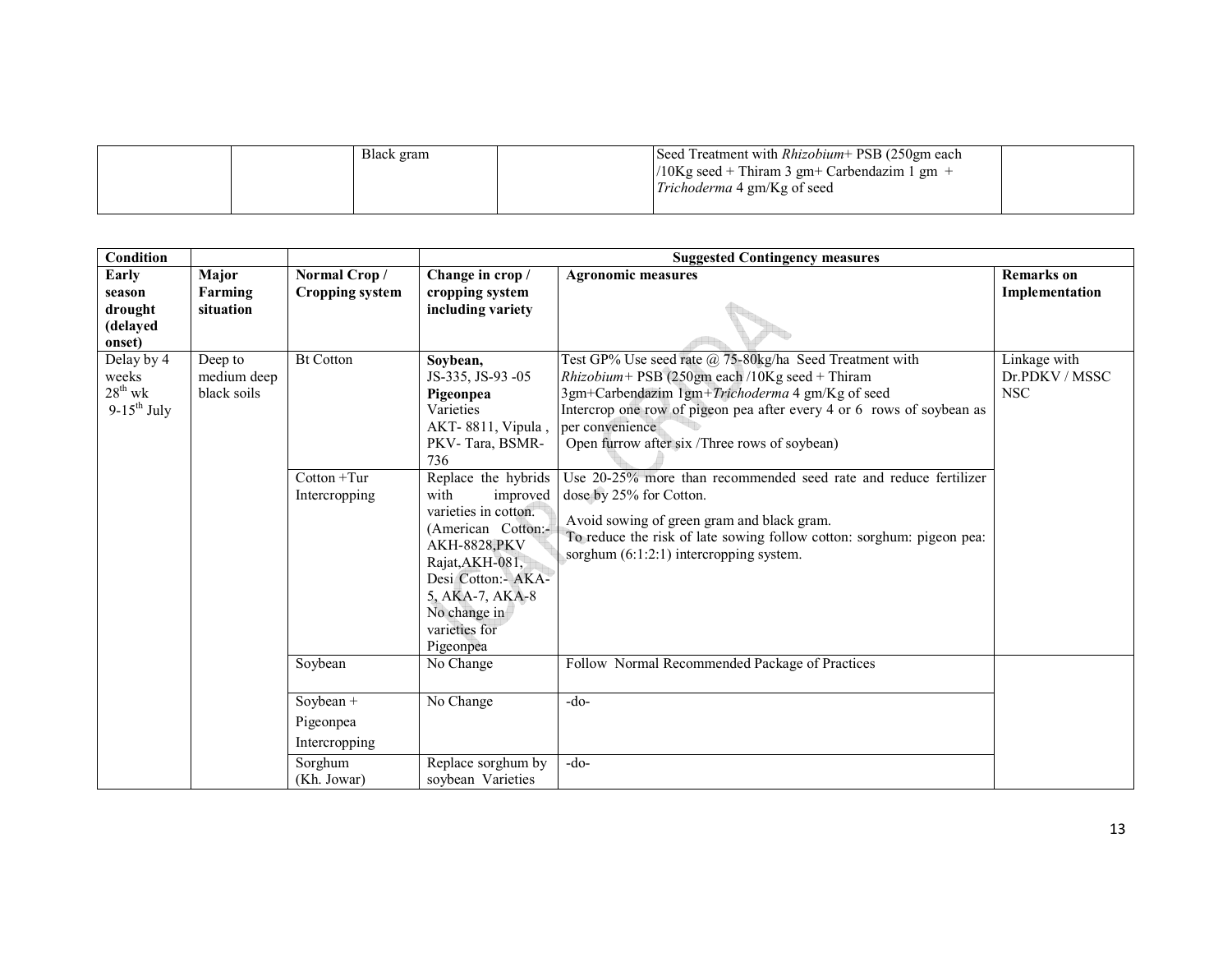| | | | | | |
|---|---|---|---|---|---|
| | | Black gram | | Seed Treatment with *Rhizobium*+ PSB (250gm each /10Kg seed + Thiram 3 gm+ Carbendazim 1 gm + *Trichoderma* 4 gm/Kg of seed | |

| **Condition** | | | **Suggested Contingency measures** | | |
|---|---|---|---|---|---|
| **Early season drought (delayed onset)** | **Major Farming situation** | **Normal Crop / Cropping system** | **Change in crop / cropping system including variety** | **Agronomic measures** | **Remarks on Implementation** |
| Delay by 4 weeks 28th wk 9-15th July | Deep to medium deep black soils | Bt Cotton | **Soybean,** JS-335, JS-93 -05 **Pigeonpea** Varieties AKT- 8811, Vipula , PKV- Tara, BSMR-736 | Test GP% Use seed rate @ 75-80kg/ha Seed Treatment with *Rhizobium*+ PSB (250gm each /10Kg seed + Thiram 3gm+Carbendazim 1gm+*Trichoderma* 4 gm/Kg of seed Intercrop one row of pigeon pea after every 4 or 6 rows of soybean as per convenience Open furrow after six /Three rows of soybean) | Linkage with Dr.PDKV / MSSC NSC |
| | | Cotton +Tur Intercropping | Replace the hybrids with improved varieties in cotton. (American Cotton:- AKH-8828,PKV Rajat,AKH-081, Desi Cotton:- AKA-5, AKA-7, AKA-8 No change in varieties for Pigeonpea | Use 20-25% more than recommended seed rate and reduce fertilizer dose by 25% for Cotton. Avoid sowing of green gram and black gram. To reduce the risk of late sowing follow cotton: sorghum: pigeon pea: sorghum (6:1:2:1) intercropping system. | |
| | | Soybean | No Change | Follow Normal Recommended Package of Practices | |
| | | Soybean + Pigeonpea Intercropping | No Change | -do- | |
| | | Sorghum (Kh. Jowar) | Replace sorghum by soybean Varieties | -do- | |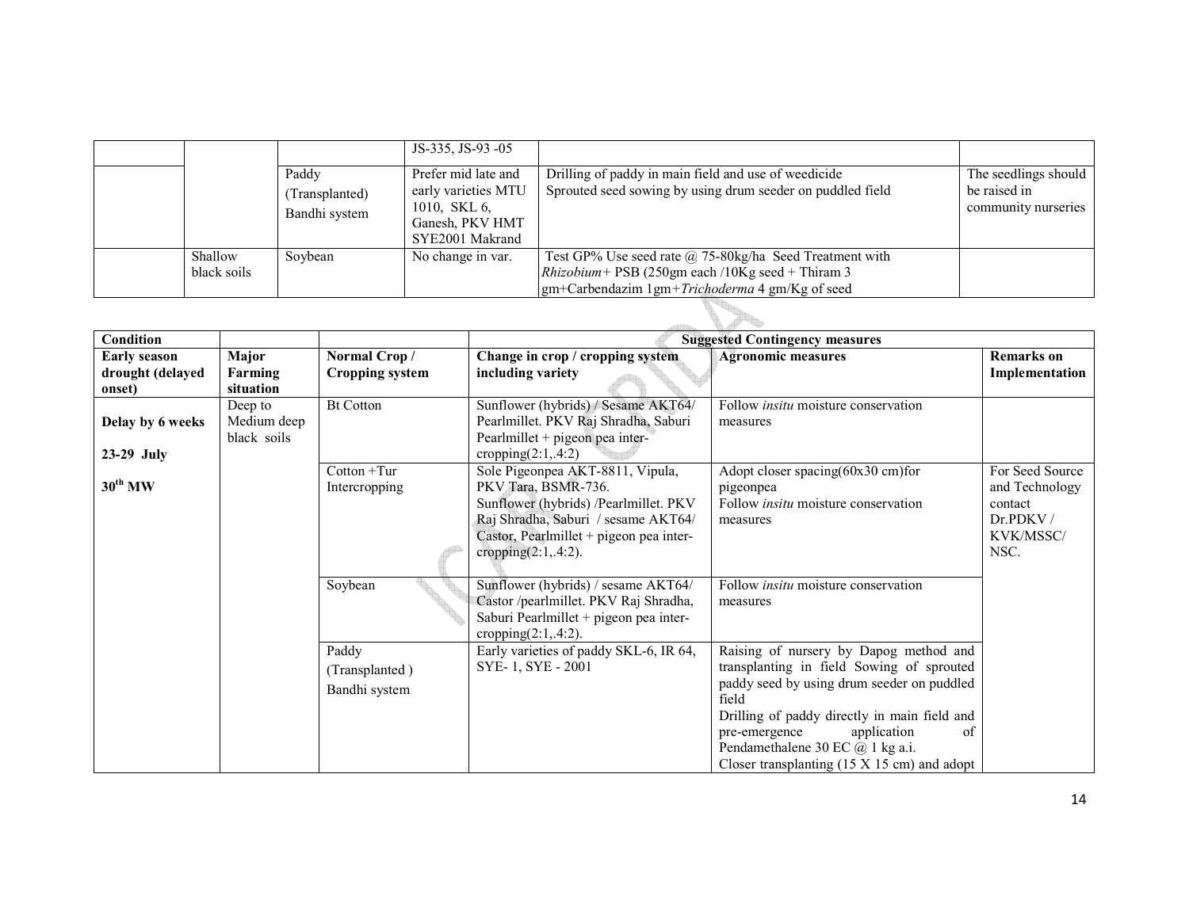| | | | JS-335, JS-93 -05 | | |
|---|---|---|---|---|---|
| | | Paddy (Transplanted) Bandhi system | Prefer mid late and early varieties MTU 1010, SKL 6, Ganesh, PKV HMT SYE2001 Makrand | Drilling of paddy in main field and use of weedicide<br>Sprouted seed sowing by using drum seeder on puddled field | The seedlings should be raised in community nurseries |
| | Shallow black soils | Soybean | No change in var. | Test GP% Use seed rate @ 75-80kg/ha Seed Treatment with *Rhizobium*+ PSB (250gm each /10Kg seed + Thiram 3 gm+Carbendazim 1gm+*Trichoderma* 4 gm/Kg of seed | |

| Condition | | | Suggested Contingency measures | | |
|---|---|---|---|---|---|
| **Early season drought (delayed onset)** | **Major Farming situation** | **Normal Crop / Cropping system** | **Change in crop / cropping system including variety** | **Agronomic measures** | **Remarks on Implementation** |
| **Delay by 6 weeks**<br>**23-29 July**<br>**30th MW** | Deep to Medium deep black soils | Bt Cotton | Sunflower (hybrids) / Sesame AKT64/ Pearlmillet. PKV Raj Shradha, Saburi Pearlmillet + pigeon pea inter-cropping(2:1,.4:2) | Follow *insitu* moisture conservation measures | |
| | | Cotton +Tur Intercropping | Sole Pigeonpea AKT-8811, Vipula, PKV Tara, BSMR-736.<br>Sunflower (hybrids) /Pearlmillet. PKV Raj Shradha, Saburi / sesame AKT64/ Castor, Pearlmillet + pigeon pea inter-cropping(2:1,.4:2). | Adopt closer spacing(60x30 cm)for pigeonpea<br>Follow *insitu* moisture conservation measures | For Seed Source and Technology contact Dr.PDKV / KVK/MSSC/ NSC. |
| | | Soybean | Sunflower (hybrids) / sesame AKT64/ Castor /pearlmillet. PKV Raj Shradha, Saburi Pearlmillet + pigeon pea inter-cropping(2:1,.4:2). | Follow *insitu* moisture conservation measures | |
| | | Paddy (Transplanted ) Bandhi system | Early varieties of paddy SKL-6, IR 64, SYE- 1, SYE - 2001 | Raising of nursery by Dapog method and transplanting in field Sowing of sprouted paddy seed by using drum seeder on puddled field<br>Drilling of paddy directly in main field and pre-emergence application of Pendamethalene 30 EC @ 1 kg a.i.<br>Closer transplanting (15 X 15 cm) and adopt | |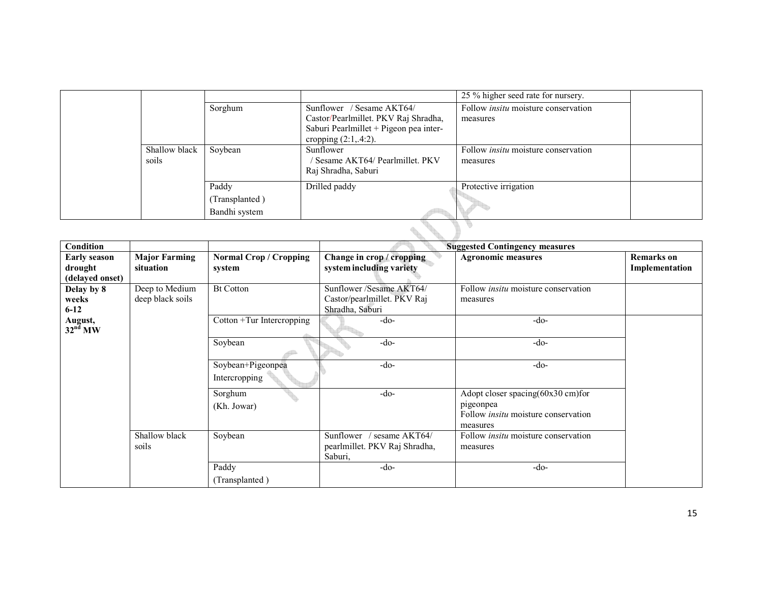| | | | | | |
|---|---|---|---|---|---|
| | | | | 25 % higher seed rate for nursery. | |
| | | Sorghum | Sunflower / Sesame AKT64/ Castor/Pearlmillet. PKV Raj Shradha, Saburi Pearlmillet + Pigeon pea inter-cropping (2:1,.4:2). | Follow *insitu* moisture conservation measures | |
| | Shallow black soils | Soybean | Sunflower / Sesame AKT64/ Pearlmillet. PKV Raj Shradha, Saburi | Follow *insitu* moisture conservation measures | |
| | | Paddy (Transplanted ) Bandhi system | Drilled paddy | Protective irrigation | |

| Condition | | | Suggested Contingency measures | | |
|---|---|---|---|---|---|
| **Early season drought (delayed onset)** | **Major Farming situation** | **Normal Crop / Cropping system** | **Change in crop / cropping system including variety** | **Agronomic measures** | **Remarks on Implementation** |
| **Delay by 8 weeks 6-12 August, 32nd MW** | Deep to Medium deep black soils | Bt Cotton | Sunflower /Sesame AKT64/ Castor/pearlmillet. PKV Raj Shradha, Saburi | Follow *insitu* moisture conservation measures | |
| | | Cotton +Tur Intercropping | -do- | -do- | |
| | | Soybean | -do- | -do- | |
| | | Soybean+Pigeonpea Intercropping | -do- | -do- | |
| | | Sorghum (Kh. Jowar) | -do- | Adopt closer spacing(60x30 cm)for pigeonpea Follow *insitu* moisture conservation measures | |
| | Shallow black soils | Soybean | Sunflower / sesame AKT64/ pearlmillet. PKV Raj Shradha, Saburi, | Follow *insitu* moisture conservation measures | |
| | | Paddy (Transplanted ) | -do- | -do- | |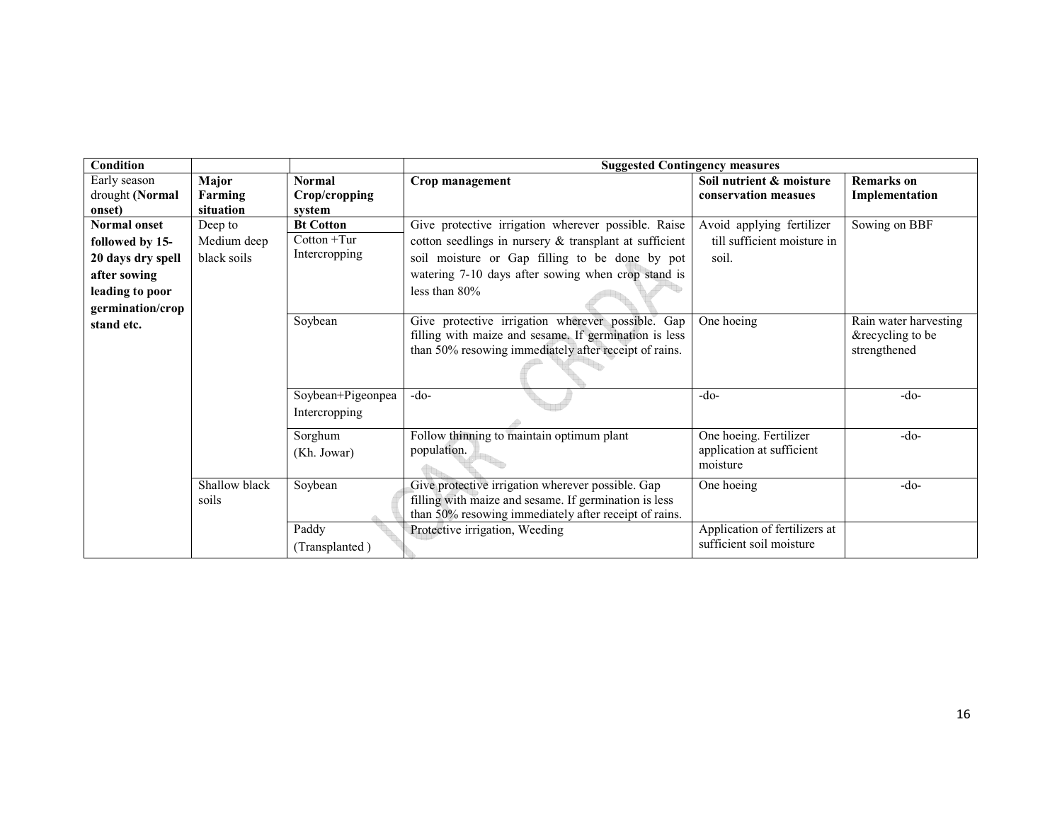| Condition | | | Suggested Contingency measures | | |
|---|---|---|---|---|---|
| Early season drought **(Normal onset)** | **Major Farming situation** | **Normal Crop/cropping system** | **Crop management** | **Soil nutrient & moisture conservation measues** | **Remarks on Implementation** |
| **Normal onset followed by 15-20 days dry spell after sowing leading to poor germination/crop stand etc.** | Deep to Medium deep black soils | **Bt Cotton**<br>Cotton +Tur Intercropping | Give protective irrigation wherever possible. Raise cotton seedlings in nursery & transplant at sufficient soil moisture or Gap filling to be done by pot watering 7-10 days after sowing when crop stand is less than 80% | Avoid applying fertilizer till sufficient moisture in soil. | Sowing on BBF |
| | | Soybean | Give protective irrigation wherever possible. Gap filling with maize and sesame. If germination is less than 50% resowing immediately after receipt of rains. | One hoeing | Rain water harvesting &recycling to be strengthened |
| | | Soybean+Pigeonpea Intercropping | -do- | -do- | -do- |
| | | Sorghum (Kh. Jowar) | Follow thinning to maintain optimum plant population. | One hoeing. Fertilizer application at sufficient moisture | -do- |
| | Shallow black soils | Soybean | Give protective irrigation wherever possible. Gap filling with maize and sesame. If germination is less than 50% resowing immediately after receipt of rains. | One hoeing | -do- |
| | | Paddy (Transplanted ) | Protective irrigation, Weeding | Application of fertilizers at sufficient soil moisture | |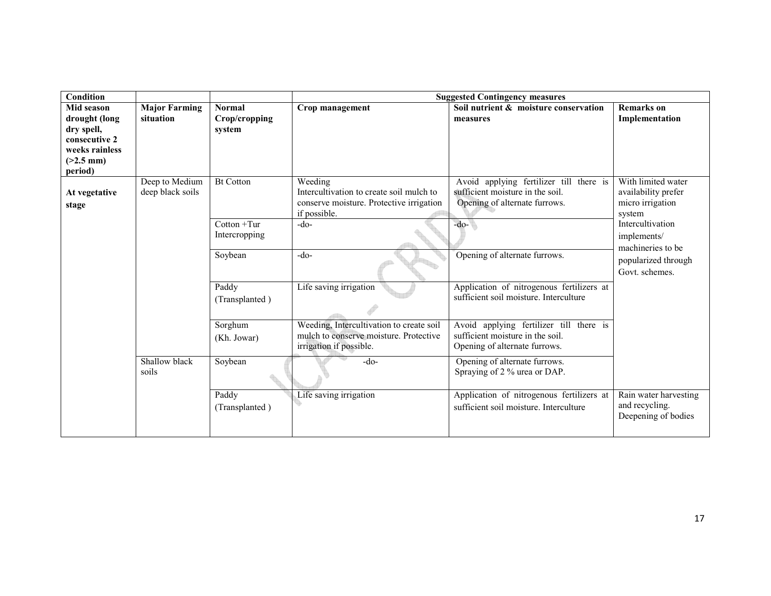| Condition | | | Suggested Contingency measures | | |
|---|---|---|---|---|---|
| **Mid season drought (long dry spell, consecutive 2 weeks rainless (>2.5 mm) period)** | **Major Farming situation** | **Normal Crop/cropping system** | **Crop management** | **Soil nutrient & moisture conservation measures** | **Remarks on Implementation** |
| **At vegetative stage** | Deep to Medium deep black soils | Bt Cotton | Weeding<br>Intercultivation to create soil mulch to conserve moisture. Protective irrigation if possible. | Avoid applying fertilizer till there is sufficient moisture in the soil.<br>Opening of alternate furrows. | With limited water availability prefer micro irrigation system<br>Intercultivation implements/ machineries to be popularized through Govt. schemes. |
| | | Cotton +Tur Intercropping | -do- | -do- | |
| | | Soybean | -do- | Opening of alternate furrows. | |
| | | Paddy (Transplanted ) | Life saving irrigation | Application of nitrogenous fertilizers at sufficient soil moisture. Interculture | |
| | | Sorghum (Kh. Jowar) | Weeding, Intercultivation to create soil mulch to conserve moisture. Protective irrigation if possible. | Avoid applying fertilizer till there is sufficient moisture in the soil.<br>Opening of alternate furrows. | |
| | Shallow black soils | Soybean | -do- | Opening of alternate furrows.<br>Spraying of 2 % urea or DAP. | |
| | | Paddy (Transplanted ) | Life saving irrigation | Application of nitrogenous fertilizers at sufficient soil moisture. Interculture | Rain water harvesting and recycling.<br>Deepening of bodies |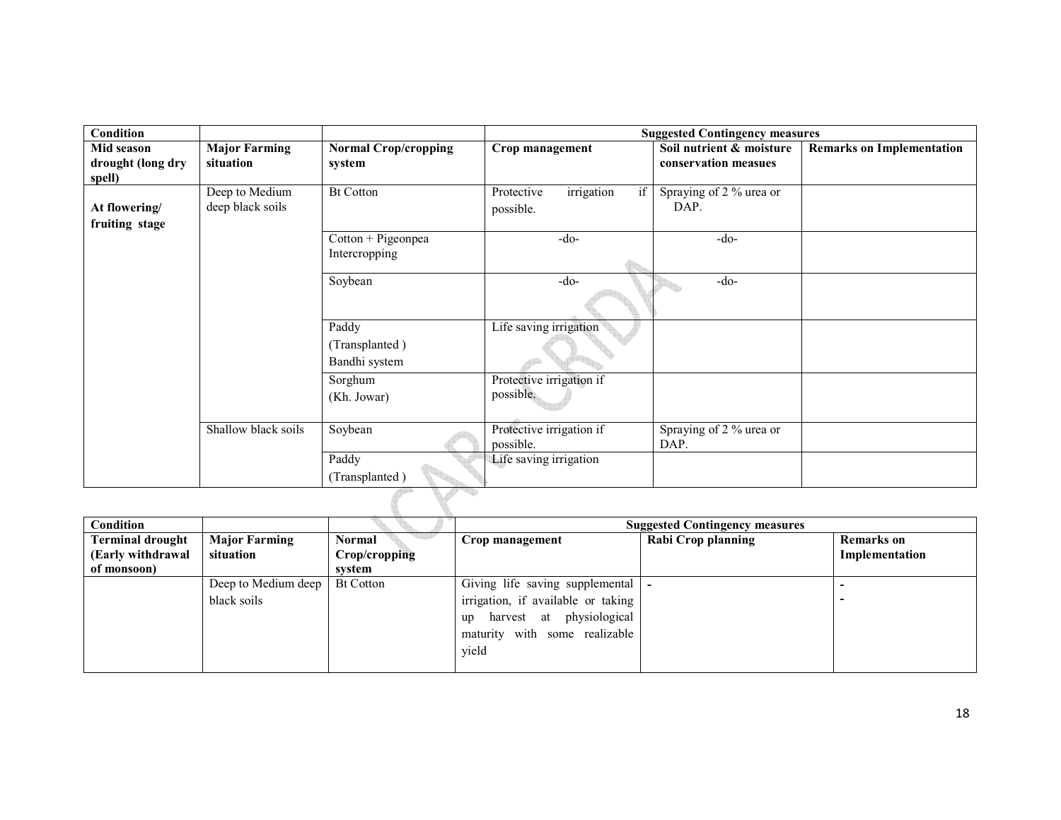| Condition | | | Suggested Contingency measures | | |
|---|---|---|---|---|---|
| **Mid season drought (long dry spell)** | **Major Farming situation** | **Normal Crop/cropping system** | **Crop management** | **Soil nutrient & moisture conservation measues** | **Remarks on Implementation** |
| **At flowering/ fruiting stage** | Deep to Medium deep black soils | Bt Cotton | Protective irrigation if possible. | Spraying of 2 % urea or DAP. | |
| | | Cotton + Pigeonpea Intercropping | -do- | -do- | |
| | | Soybean | -do- | -do- | |
| | | Paddy (Transplanted ) Bandhi system | Life saving irrigation | | |
| | | Sorghum (Kh. Jowar) | Protective irrigation if possible. | | |
| | Shallow black soils | Soybean | Protective irrigation if possible. | Spraying of 2 % urea or DAP. | |
| | | Paddy (Transplanted ) | Life saving irrigation | | |

| Condition | | | Suggested Contingency measures | | |
|---|---|---|---|---|---|
| **Terminal drought (Early withdrawal of monsoon)** | **Major Farming situation** | **Normal Crop/cropping system** | **Crop management** | **Rabi Crop planning** | **Remarks on Implementation** |
| | Deep to Medium deep black soils | Bt Cotton | Giving life saving supplemental irrigation, if available or taking up harvest at physiological maturity with some realizable yield | - | - - |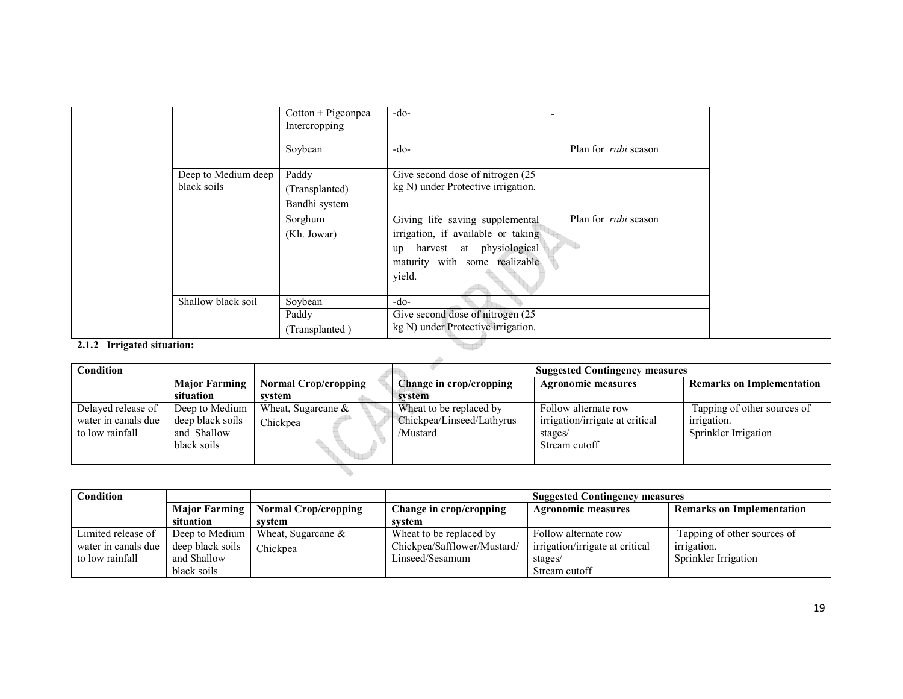| | | | | | |
|---|---|---|---|---|---|
| | | Cotton + Pigeonpea Intercropping | -do- | - | |
| | | Soybean | -do- | Plan for *rabi* season | |
| | Deep to Medium deep black soils | Paddy (Transplanted) Bandhi system | Give second dose of nitrogen (25 kg N) under Protective irrigation. | | |
| | | Sorghum (Kh. Jowar) | Giving life saving supplemental irrigation, if available or taking up harvest at physiological maturity with some realizable yield. | Plan for *rabi* season | |
| | Shallow black soil | Soybean | -do- | | |
| | | Paddy (Transplanted ) | Give second dose of nitrogen (25 kg N) under Protective irrigation. | | |

**2.1.2 Irrigated situation:**

| Condition | | | Suggested Contingency measures | | |
|---|---|---|---|---|---|
| | **Major Farming situation** | **Normal Crop/cropping system** | **Change in crop/cropping system** | **Agronomic measures** | **Remarks on Implementation** |
| Delayed release of water in canals due to low rainfall | Deep to Medium deep black soils and Shallow black soils | Wheat, Sugarcane & Chickpea | Wheat to be replaced by Chickpea/Linseed/Lathyrus /Mustard | Follow alternate row irrigation/irrigate at critical stages/ Stream cutoff | Tapping of other sources of irrigation. Sprinkler Irrigation |

| Condition | | | Suggested Contingency measures | | |
|---|---|---|---|---|---|
| | **Major Farming situation** | **Normal Crop/cropping system** | **Change in crop/cropping system** | **Agronomic measures** | **Remarks on Implementation** |
| Limited release of water in canals due to low rainfall | Deep to Medium deep black soils and Shallow black soils | Wheat, Sugarcane & Chickpea | Wheat to be replaced by Chickpea/Safflower/Mustard/ Linseed/Sesamum | Follow alternate row irrigation/irrigate at critical stages/ Stream cutoff | Tapping of other sources of irrigation. Sprinkler Irrigation |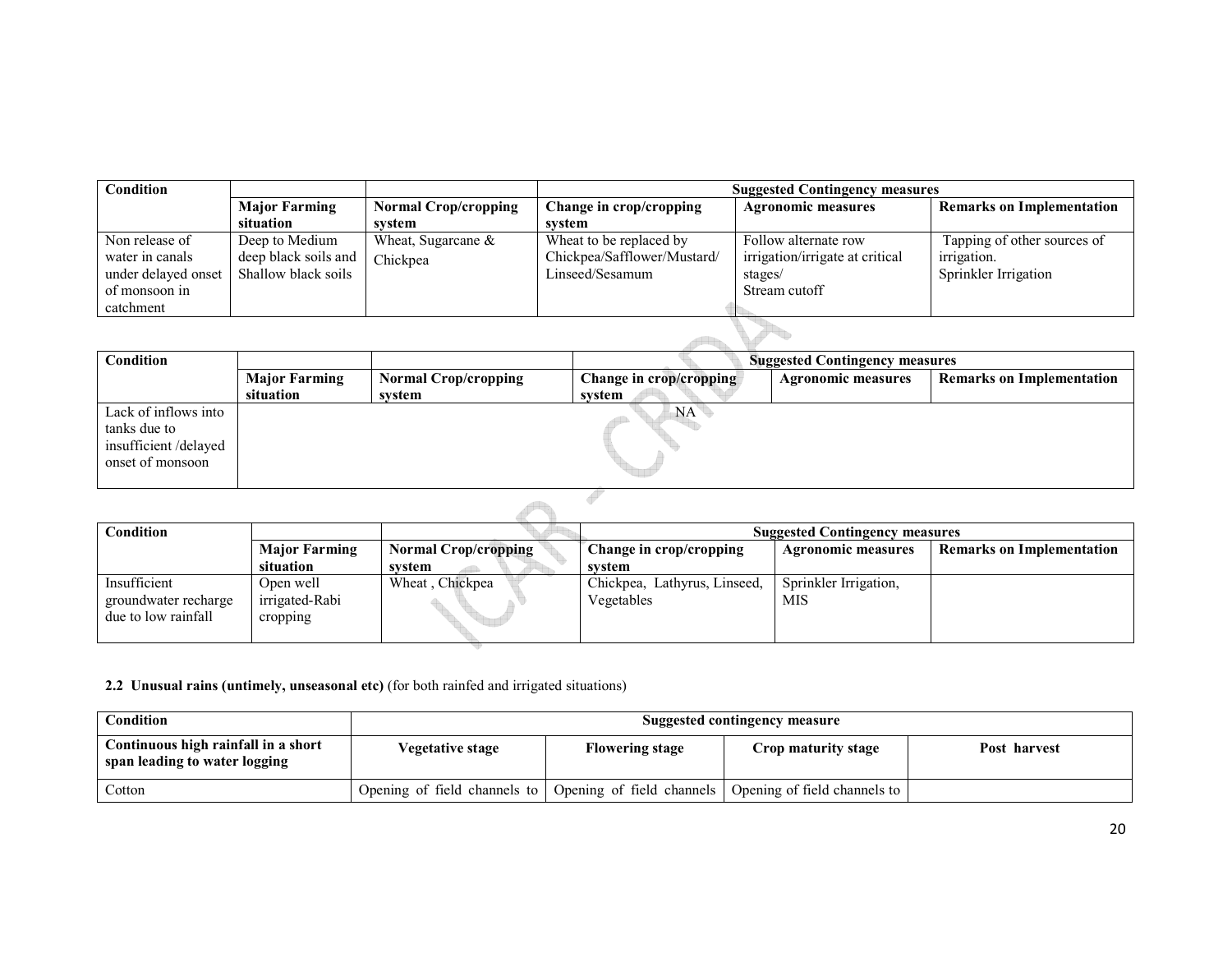| Condition | | | Suggested Contingency measures | | |
|---|---|---|---|---|---|
| | **Major Farming situation** | **Normal Crop/cropping system** | **Change in crop/cropping system** | **Agronomic measures** | **Remarks on Implementation** |
| Non release of water in canals under delayed onset of monsoon in catchment | Deep to Medium deep black soils and Shallow black soils | Wheat, Sugarcane & Chickpea | Wheat to be replaced by Chickpea/Safflower/Mustard/ Linseed/Sesamum | Follow alternate row irrigation/irrigate at critical stages/ Stream cutoff | Tapping of other sources of irrigation. Sprinkler Irrigation |

| Condition | | | Suggested Contingency measures | | |
|---|---|---|---|---|---|
| | **Major Farming situation** | **Normal Crop/cropping system** | **Change in crop/cropping system** | **Agronomic measures** | **Remarks on Implementation** |
| Lack of inflows into tanks due to insufficient /delayed onset of monsoon | | | NA | | |

| Condition | | | Suggested Contingency measures | | |
|---|---|---|---|---|---|
| | **Major Farming situation** | **Normal Crop/cropping system** | **Change in crop/cropping system** | **Agronomic measures** | **Remarks on Implementation** |
| Insufficient groundwater recharge due to low rainfall | Open well irrigated-Rabi cropping | Wheat , Chickpea | Chickpea, Lathyrus, Linseed, Vegetables | Sprinkler Irrigation, MIS | |

**2.2 Unusual rains (untimely, unseasonal etc)** (for both rainfed and irrigated situations)

| Condition | Suggested contingency measure | | | |
|---|---|---|---|---|
| **Continuous high rainfall in a short span leading to water logging** | **Vegetative stage** | **Flowering stage** | **Crop maturity stage** | **Post harvest** |
| Cotton | Opening of field channels to | Opening of field channels | Opening of field channels to | |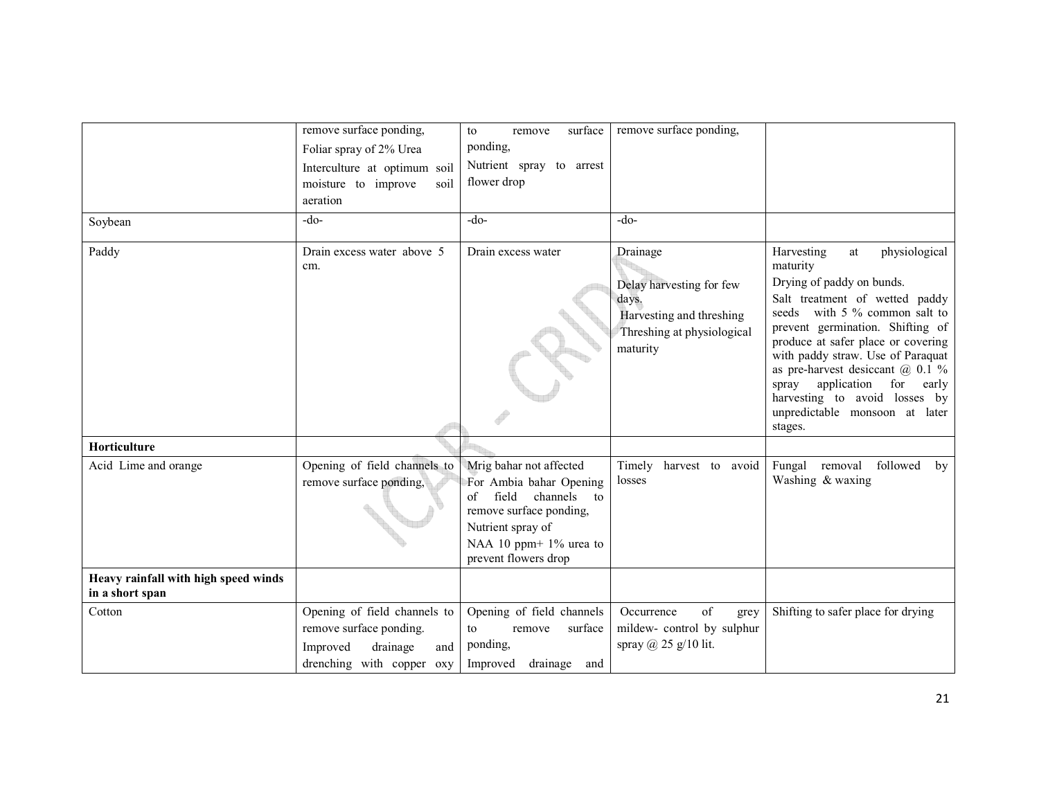|  |  |  |  |  |
|---|---|---|---|---|
|  | remove surface ponding, Foliar spray of 2% Urea Interculture at optimum soil moisture to improve soil aeration | to remove surface ponding, Nutrient spray to arrest flower drop | remove surface ponding, |  |
| Soybean | -do- | -do- | -do- |  |
| Paddy | Drain excess water above 5 cm. | Drain excess water | Drainage<br>Delay harvesting for few days.<br>Harvesting and threshing<br>Threshing at physiological maturity | Harvesting at physiological maturity<br>Drying of paddy on bunds.<br>Salt treatment of wetted paddy seeds with 5 % common salt to prevent germination. Shifting of produce at safer place or covering with paddy straw. Use of Paraquat as pre-harvest desiccant @ 0.1 % spray application for early harvesting to avoid losses by unpredictable monsoon at later stages. |
| **Horticulture** |  |  |  |  |
| Acid Lime and orange | Opening of field channels to remove surface ponding, | Mrig bahar not affected<br>For Ambia bahar Opening of field channels to remove surface ponding,<br>Nutrient spray of<br>NAA 10 ppm+ 1% urea to prevent flowers drop | Timely harvest to avoid losses | Fungal removal followed by Washing & waxing |
| **Heavy rainfall with high speed winds in a short span** |  |  |  |  |
| Cotton | Opening of field channels to remove surface ponding.<br>Improved drainage and drenching with copper oxy | Opening of field channels to remove surface ponding,<br>Improved drainage and | Occurrence of grey mildew- control by sulphur spray @ 25 g/10 lit. | Shifting to safer place for drying |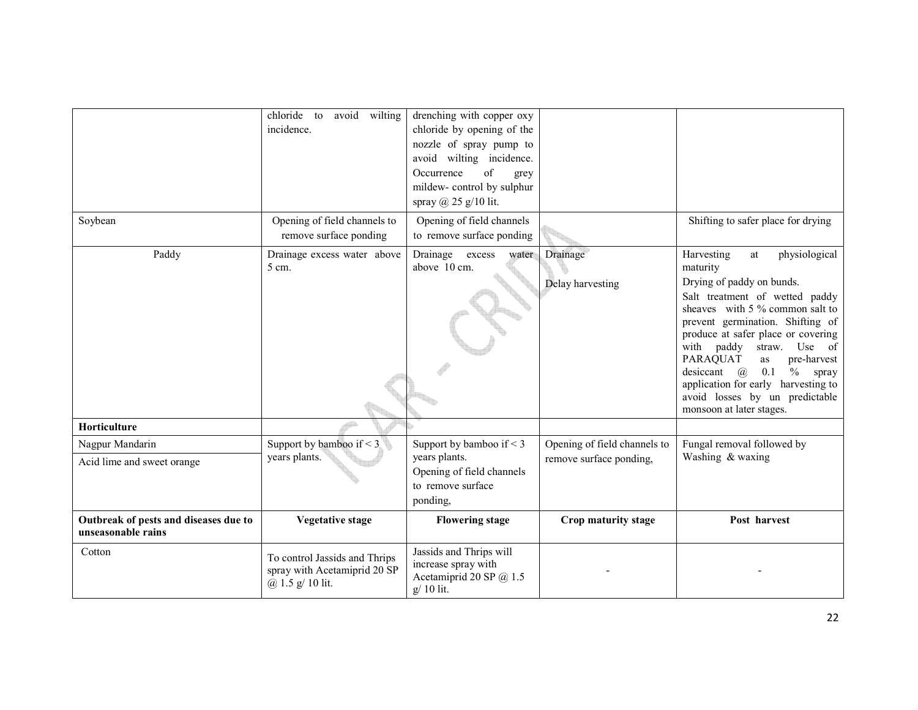|  |  |  |  |  |
|---|---|---|---|---|
|  | chloride to avoid wilting incidence. | drenching with copper oxy chloride by opening of the nozzle of spray pump to avoid wilting incidence. Occurrence of grey mildew- control by sulphur spray @ 25 g/10 lit. |  |  |
| Soybean | Opening of field channels to remove surface ponding | Opening of field channels to remove surface ponding |  | Shifting to safer place for drying |
| Paddy | Drainage excess water above 5 cm. | Drainage excess water above 10 cm. | Drainage<br><br>Delay harvesting | Harvesting at physiological maturity<br>Drying of paddy on bunds.<br>Salt treatment of wetted paddy sheaves with 5 % common salt to prevent germination. Shifting of produce at safer place or covering with paddy straw. Use of PARAQUAT as pre-harvest desiccant @ 0.1 % spray application for early harvesting to avoid losses by un predictable monsoon at later stages. |
| **Horticulture** |  |  |  |  |
| Nagpur Mandarin<br>Acid lime and sweet orange | Support by bamboo if < 3 years plants. | Support by bamboo if < 3 years plants.<br>Opening of field channels to remove surface ponding, | Opening of field channels to remove surface ponding, | Fungal removal followed by Washing & waxing |
| **Outbreak of pests and diseases due to unseasonable rains** | **Vegetative stage** | **Flowering stage** | **Crop maturity stage** | **Post harvest** |
| Cotton | To control Jassids and Thrips spray with Acetamiprid 20 SP @ 1.5 g/ 10 lit. | Jassids and Thrips will increase spray with Acetamiprid 20 SP @ 1.5 g/ 10 lit. | - | - |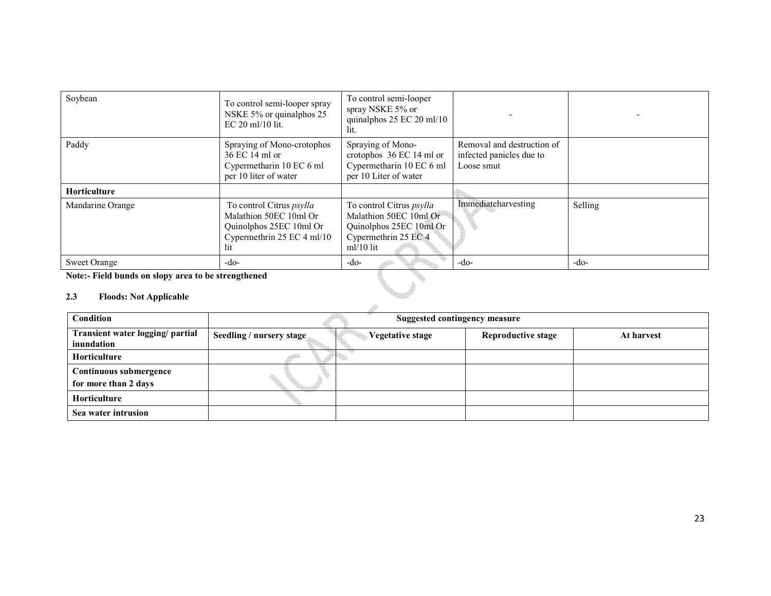| Soybean | To control semi-looper spray NSKE 5% or quinalphos 25 EC 20 ml/10 lit. | To control semi-looper spray NSKE 5% or quinalphos 25 EC 20 ml/10 lit. | - | - |
|---|---|---|---|---|
| Paddy | Spraying of Mono-crotophos 36 EC 14 ml or Cypermetharin 10 EC 6 ml per 10 liter of water | Spraying of Mono-crotophos 36 EC 14 ml or Cypermetharin 10 EC 6 ml per 10 Liter of water | Removal and destruction of infected panicles due to Loose smut | |
| **Horticulture** | | | | |
| Mandarine Orange | To control Citrus *psylla* Malathion 50EC 10ml Or Quinolphos 25EC 10ml Or Cypermethrin 25 EC 4 ml/10 lit | To control Citrus *psylla* Malathion 50EC 10ml Or Quinolphos 25EC 10ml Or Cypermethrin 25 EC 4 ml/10 lit | Immediateharvesting | Selling |
| Sweet Orange | -do- | -do- | -do- | -do- |

**Note:- Field bunds on slopy area to be strengthened**

**2.3 Floods: Not Applicable**

| Condition | Suggested contingency measure | | | |
|---|---|---|---|---|
| **Transient water logging/ partial inundation** | **Seedling / nursery stage** | **Vegetative stage** | **Reproductive stage** | **At harvest** |
| **Horticulture** | | | | |
| **Continuous submergence for more than 2 days** | | | | |
| **Horticulture** | | | | |
| **Sea water intrusion** | | | | |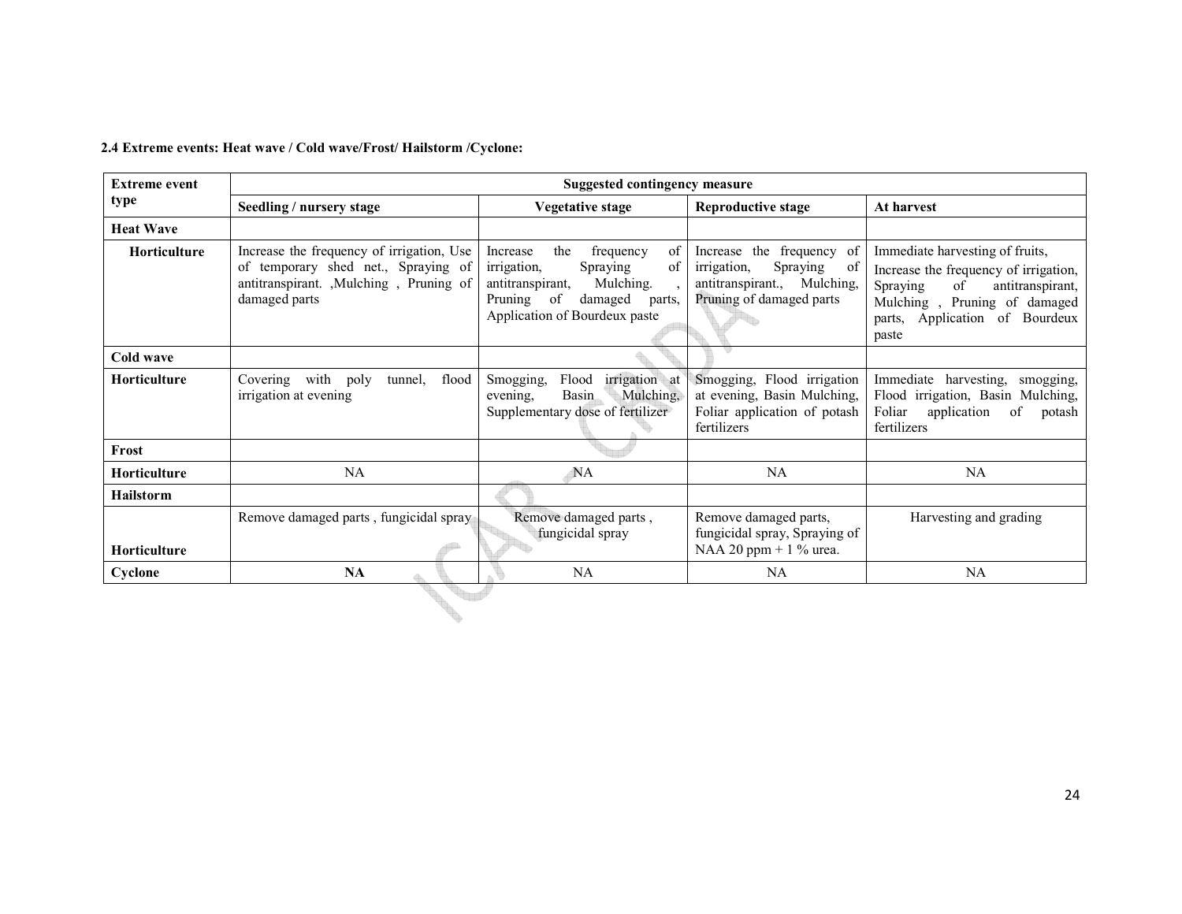**2.4 Extreme events: Heat wave / Cold wave/Frost/ Hailstorm /Cyclone:**

| Extreme event type | Suggested contingency measure | | | |
|---|---|---|---|---|
| | Seedling / nursery stage | Vegetative stage | Reproductive stage | At harvest |
| **Heat Wave** | | | | |
| **Horticulture** | Increase the frequency of irrigation, Use of temporary shed net., Spraying of antitranspirant. ,Mulching , Pruning of damaged parts | Increase the frequency of irrigation, Spraying of antitranspirant, Mulching. , Pruning of damaged parts, Application of Bourdeux paste | Increase the frequency of irrigation, Spraying of antitranspirant., Mulching, Pruning of damaged parts | Immediate harvesting of fruits, Increase the frequency of irrigation, Spraying of antitranspirant, Mulching , Pruning of damaged parts, Application of Bourdeux paste |
| **Cold wave** | | | | |
| **Horticulture** | Covering with poly tunnel, flood irrigation at evening | Smogging, Flood irrigation at evening, Basin Mulching, Supplementary dose of fertilizer | Smogging, Flood irrigation at evening, Basin Mulching, Foliar application of potash fertilizers | Immediate harvesting, smogging, Flood irrigation, Basin Mulching, Foliar application of potash fertilizers |
| **Frost** | | | | |
| **Horticulture** | NA | NA | NA | NA |
| **Hailstorm** | | | | |
| **Horticulture** | Remove damaged parts , fungicidal spray | Remove damaged parts , fungicidal spray | Remove damaged parts, fungicidal spray, Spraying of NAA 20 ppm + 1 % urea. | Harvesting and grading |
| **Cyclone** | **NA** | NA | NA | NA |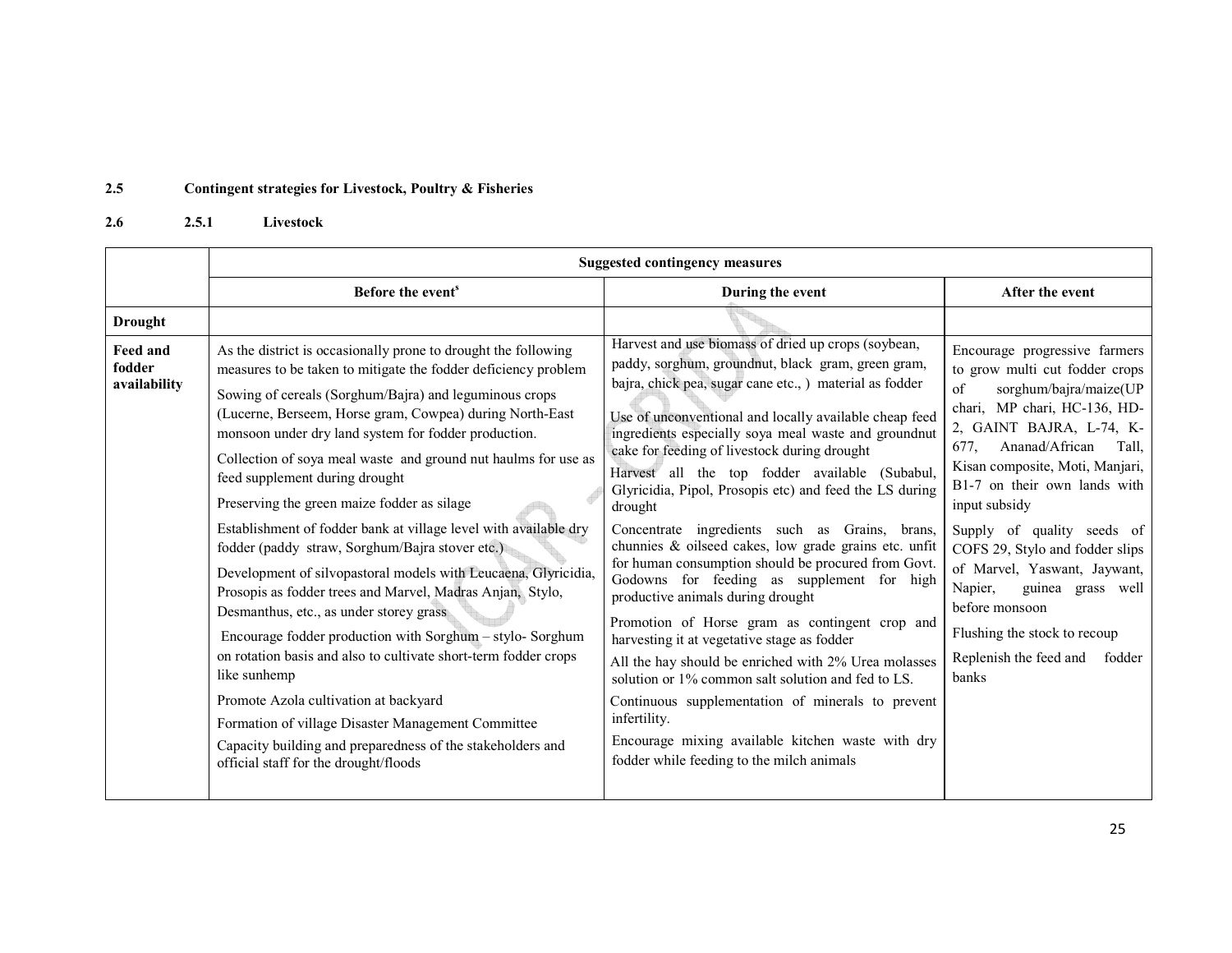## 2.5 Contingent strategies for Livestock, Poultry & Fisheries

### 2.6 2.5.1 Livestock

| | Suggested contingency measures | | |
|---|---|---|---|
| | Before the event[s] | During the event | After the event |
| **Drought** | | | |
| **Feed and fodder availability** | As the district is occasionally prone to drought the following measures to be taken to mitigate the fodder deficiency problem<br>Sowing of cereals (Sorghum/Bajra) and leguminous crops (Lucerne, Berseem, Horse gram, Cowpea) during North-East monsoon under dry land system for fodder production.<br>Collection of soya meal waste and ground nut haulms for use as feed supplement during drought<br>Preserving the green maize fodder as silage<br>Establishment of fodder bank at village level with available dry fodder (paddy straw, Sorghum/Bajra stover etc.)<br>Development of silvopastoral models with Leucaena, Glyricidia, Prosopis as fodder trees and Marvel, Madras Anjan, Stylo, Desmanthus, etc., as under storey grass<br>Encourage fodder production with Sorghum – stylo- Sorghum on rotation basis and also to cultivate short-term fodder crops like sunhemp<br>Promote Azola cultivation at backyard<br>Formation of village Disaster Management Committee<br>Capacity building and preparedness of the stakeholders and official staff for the drought/floods | Harvest and use biomass of dried up crops (soybean, paddy, sorghum, groundnut, black gram, green gram, bajra, chick pea, sugar cane etc., ) material as fodder<br>Use of unconventional and locally available cheap feed ingredients especially soya meal waste and groundnut cake for feeding of livestock during drought<br>Harvest all the top fodder available (Subabul, Glyricidia, Pipol, Prosopis etc) and feed the LS during drought<br>Concentrate ingredients such as Grains, brans, chunnies & oilseed cakes, low grade grains etc. unfit for human consumption should be procured from Govt. Godowns for feeding as supplement for high productive animals during drought<br>Promotion of Horse gram as contingent crop and harvesting it at vegetative stage as fodder<br>All the hay should be enriched with 2% Urea molasses solution or 1% common salt solution and fed to LS.<br>Continuous supplementation of minerals to prevent infertility.<br>Encourage mixing available kitchen waste with dry fodder while feeding to the milch animals | Encourage progressive farmers to grow multi cut fodder crops of sorghum/bajra/maize(UP chari, MP chari, HC-136, HD-2, GAINT BAJRA, L-74, K-677, Ananad/African Tall, Kisan composite, Moti, Manjari, B1-7 on their own lands with input subsidy<br>Supply of quality seeds of COFS 29, Stylo and fodder slips of Marvel, Yaswant, Jaywant, Napier, guinea grass well before monsoon<br>Flushing the stock to recoup<br>Replenish the feed and fodder banks |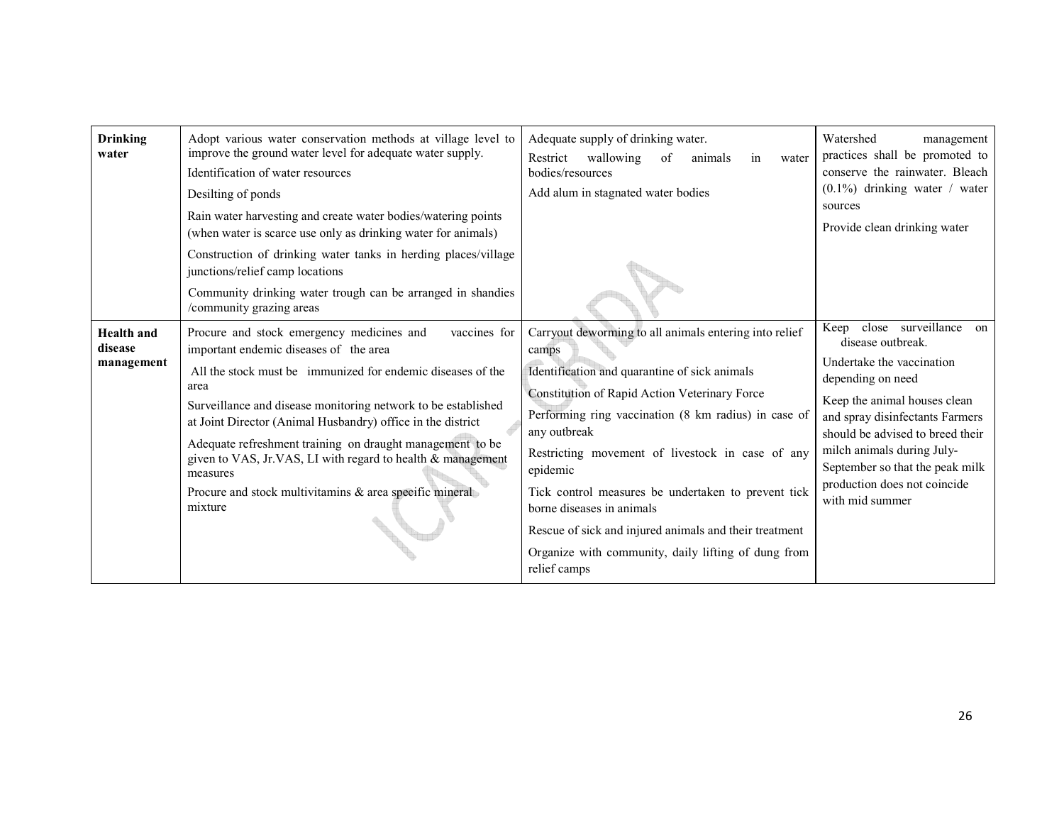| Drinking water | Adopt various water conservation methods at village level to improve the ground water level for adequate water supply.<br>Identification of water resources<br>Desilting of ponds<br>Rain water harvesting and create water bodies/watering points (when water is scarce use only as drinking water for animals)<br>Construction of drinking water tanks in herding places/village junctions/relief camp locations<br>Community drinking water trough can be arranged in shandies /community grazing areas | Adequate supply of drinking water.<br>Restrict wallowing of animals in water bodies/resources<br>Add alum in stagnated water bodies | Watershed management practices shall be promoted to conserve the rainwater. Bleach (0.1%) drinking water / water sources<br>Provide clean drinking water |
|---|---|---|---|
| **Health and disease management** | Procure and stock emergency medicines and vaccines for important endemic diseases of the area<br>All the stock must be immunized for endemic diseases of the area<br>Surveillance and disease monitoring network to be established at Joint Director (Animal Husbandry) office in the district<br>Adequate refreshment training on draught management to be given to VAS, Jr.VAS, LI with regard to health & management measures<br>Procure and stock multivitamins & area specific mineral mixture | Carryout deworming to all animals entering into relief camps<br>Identification and quarantine of sick animals<br>Constitution of Rapid Action Veterinary Force<br>Performing ring vaccination (8 km radius) in case of any outbreak<br>Restricting movement of livestock in case of any epidemic<br>Tick control measures be undertaken to prevent tick borne diseases in animals<br>Rescue of sick and injured animals and their treatment<br>Organize with community, daily lifting of dung from relief camps | Keep close surveillance on disease outbreak.<br>Undertake the vaccination depending on need<br>Keep the animal houses clean and spray disinfectants Farmers should be advised to breed their milch animals during July-September so that the peak milk production does not coincide with mid summer |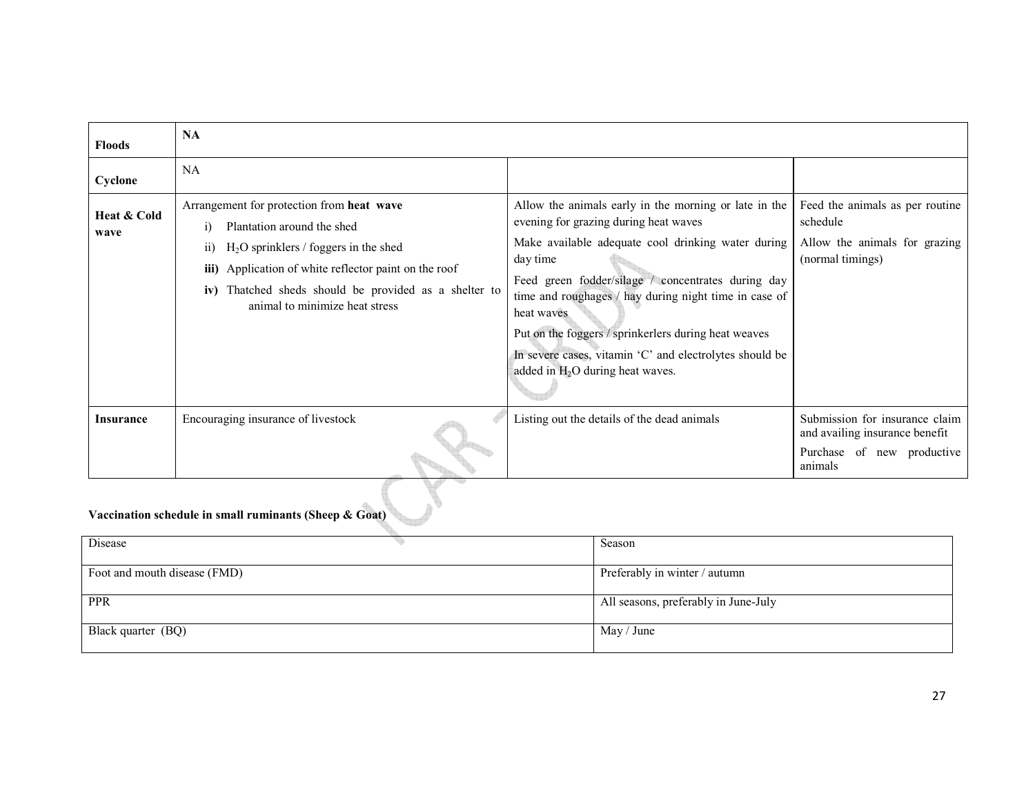| **Floods** | **NA** | | |
|---|---|---|---|
| **Cyclone** | NA | | |
| **Heat & Cold wave** | Arrangement for protection from **heat wave**<br>i) Plantation around the shed<br>ii) $H_2O$ sprinklers / foggers in the shed<br>**iii)** Application of white reflector paint on the roof<br>**iv)** Thatched sheds should be provided as a shelter to animal to minimize heat stress | Allow the animals early in the morning or late in the evening for grazing during heat waves<br>Make available adequate cool drinking water during day time<br>Feed green fodder/silage / concentrates during day time and roughages / hay during night time in case of heat waves<br>Put on the foggers / sprinkerlers during heat weaves<br>In severe cases, vitamin 'C' and electrolytes should be added in $H_2O$ during heat waves. | Feed the animals as per routine schedule<br>Allow the animals for grazing (normal timings) |
| **Insurance** | Encouraging insurance of livestock | Listing out the details of the dead animals | Submission for insurance claim and availing insurance benefit<br>Purchase of new productive animals |

**Vaccination schedule in small ruminants (Sheep & Goat)**

| Disease | Season |
|---|---|
| Foot and mouth disease (FMD) | Preferably in winter / autumn |
| PPR | All seasons, preferably in June-July |
| Black quarter (BQ) | May / June |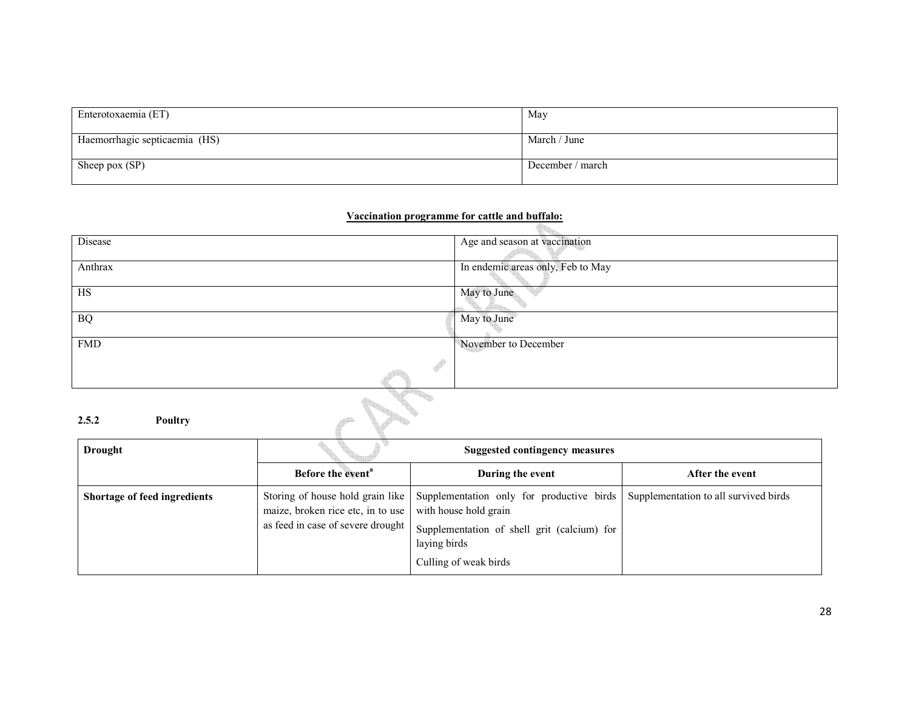| | |
|---|---|
| Enterotoxaemia (ET) | May |
| Haemorrhagic septicaemia (HS) | March / June |
| Sheep pox (SP) | December / march |

**Vaccination programme for cattle and buffalo:**

| Disease | Age and season at vaccination |
|---|---|
| Anthrax | In endemic areas only, Feb to May |
| HS | May to June |
| BQ | May to June |
| FMD | November to December |

**2.5.2 Poultry**

| **Drought** | **Suggested contingency measures** | | |
|---|---|---|---|
| | **Before the event[a]** | **During the event** | **After the event** |
| **Shortage of feed ingredients** | Storing of house hold grain like maize, broken rice etc, in to use as feed in case of severe drought | Supplementation only for productive birds with house hold grain<br>Supplementation of shell grit (calcium) for laying birds<br>Culling of weak birds | Supplementation to all survived birds |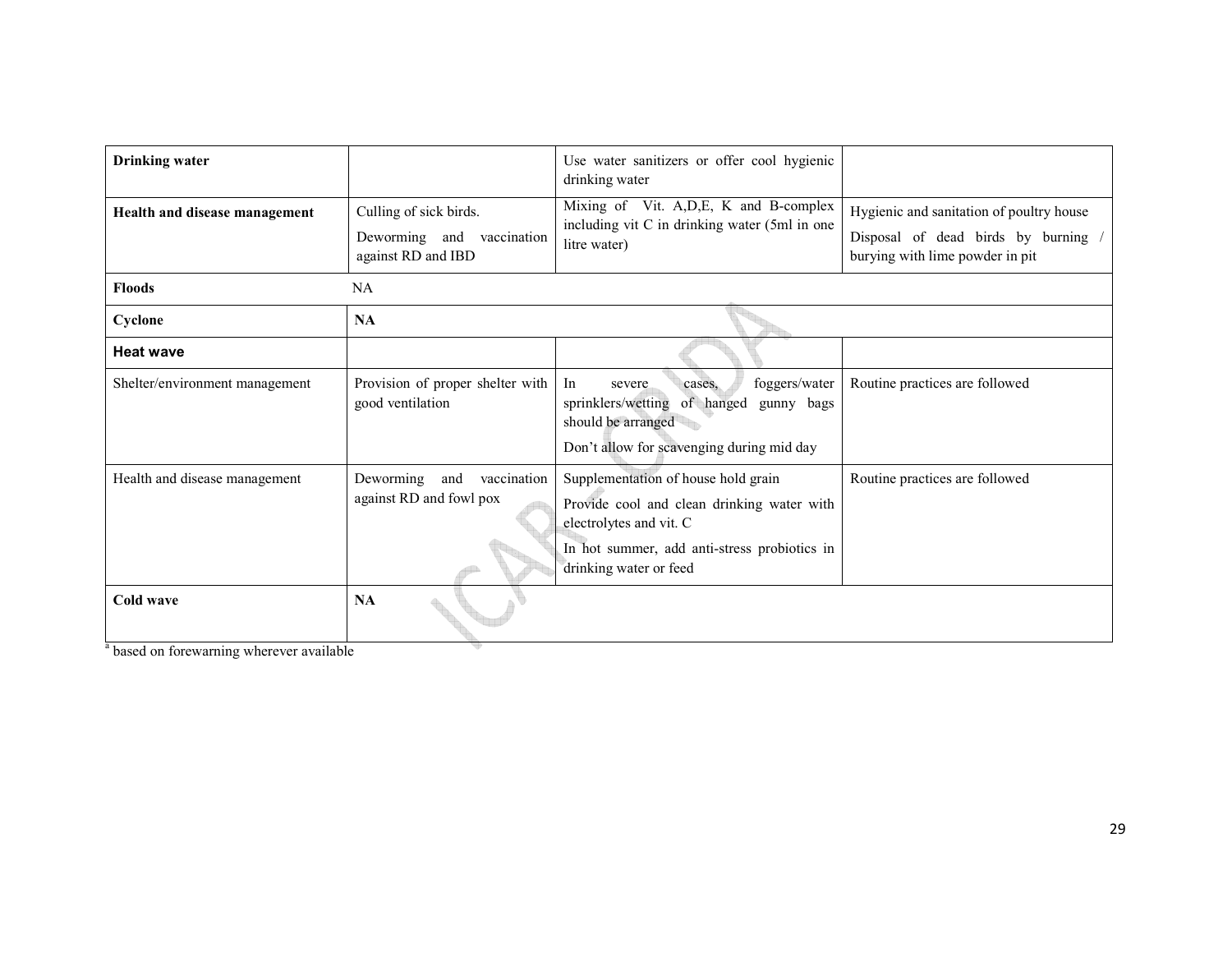| | | | |
|---|---|---|---|
| **Drinking water** | | Use water sanitizers or offer cool hygienic drinking water | |
| **Health and disease management** | Culling of sick birds.<br>Deworming and vaccination against RD and IBD | Mixing of Vit. A,D,E, K and B-complex including vit C in drinking water (5ml in one litre water) | Hygienic and sanitation of poultry house<br>Disposal of dead birds by burning / burying with lime powder in pit |
| **Floods** | NA | | |
| **Cyclone** | **NA** | | |
| **Heat wave** | | | |
| Shelter/environment management | Provision of proper shelter with good ventilation | In severe cases, foggers/water sprinklers/wetting of hanged gunny bags should be arranged<br>Don't allow for scavenging during mid day | Routine practices are followed |
| Health and disease management | Deworming and vaccination against RD and fowl pox | Supplementation of house hold grain<br>Provide cool and clean drinking water with electrolytes and vit. C<br>In hot summer, add anti-stress probiotics in drinking water or feed | Routine practices are followed |
| **Cold wave** | **NA** | | |

[a] based on forewarning wherever available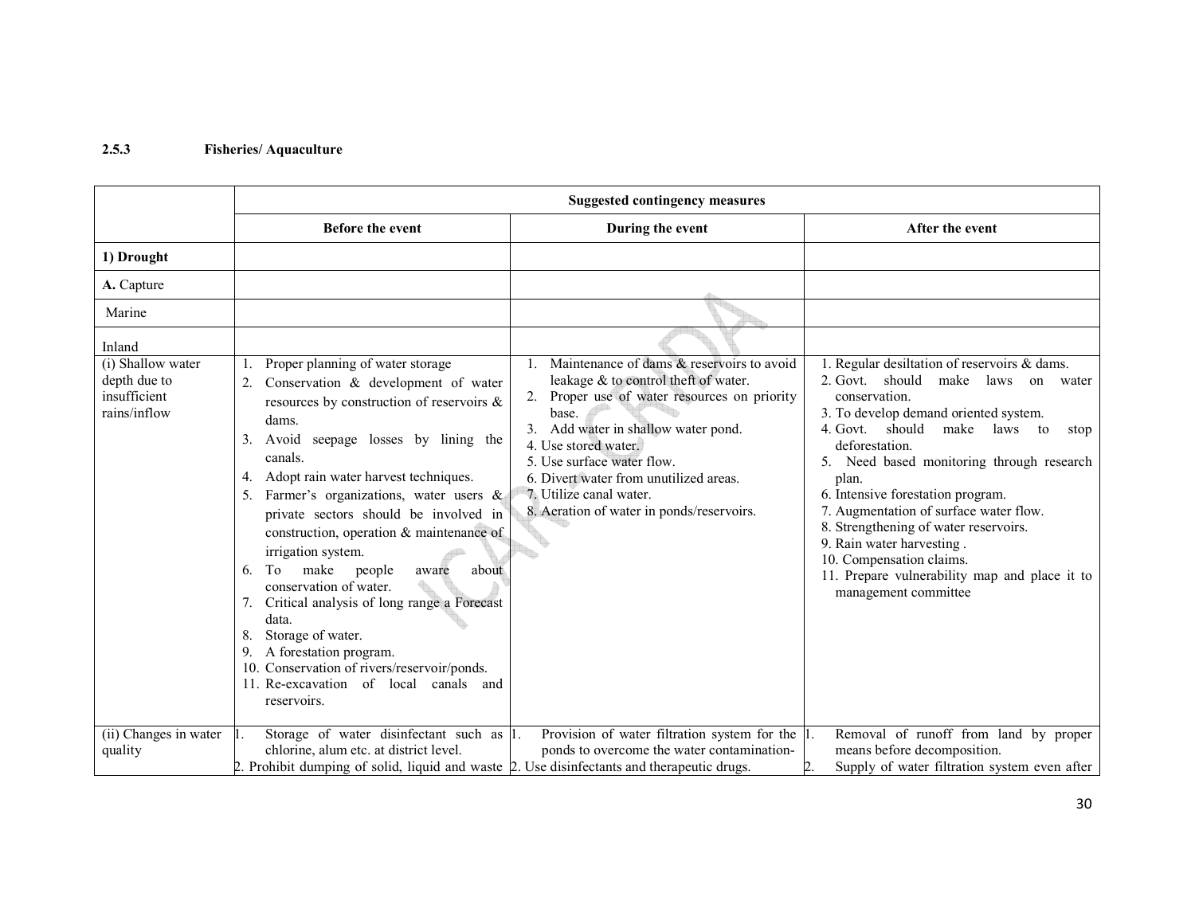### 2.5.3 Fisheries/ Aquaculture

| | Suggested contingency measures | | |
|---|---|---|---|
| | **Before the event** | **During the event** | **After the event** |
| **1) Drought** | | | |
| **A.** Capture | | | |
| Marine | | | |
| Inland | | | |
| (i) Shallow water depth due to insufficient rains/inflow | 1. Proper planning of water storage<br>2. Conservation & development of water resources by construction of reservoirs & dams.<br>3. Avoid seepage losses by lining the canals.<br>4. Adopt rain water harvest techniques.<br>5. Farmer's organizations, water users & private sectors should be involved in construction, operation & maintenance of irrigation system.<br>6. To make people aware about conservation of water.<br>7. Critical analysis of long range a Forecast data.<br>8. Storage of water.<br>9. A forestation program.<br>10. Conservation of rivers/reservoir/ponds.<br>11. Re-excavation of local canals and reservoirs. | 1. Maintenance of dams & reservoirs to avoid leakage & to control theft of water.<br>2. Proper use of water resources on priority base.<br>3. Add water in shallow water pond.<br>4. Use stored water.<br>5. Use surface water flow.<br>6. Divert water from unutilized areas.<br>7. Utilize canal water.<br>8. Aeration of water in ponds/reservoirs. | 1. Regular desiltation of reservoirs & dams.<br>2. Govt. should make laws on water conservation.<br>3. To develop demand oriented system.<br>4. Govt. should make laws to stop deforestation.<br>5. Need based monitoring through research plan.<br>6. Intensive forestation program.<br>7. Augmentation of surface water flow.<br>8. Strengthening of water reservoirs.<br>9. Rain water harvesting .<br>10. Compensation claims.<br>11. Prepare vulnerability map and place it to management committee |
| (ii) Changes in water quality | 1. Storage of water disinfectant such as chlorine, alum etc. at district level.<br>2. Prohibit dumping of solid, liquid and waste | 1. Provision of water filtration system for the ponds to overcome the water contamination-<br>2. Use disinfectants and therapeutic drugs. | 1. Removal of runoff from land by proper means before decomposition.<br>2. Supply of water filtration system even after |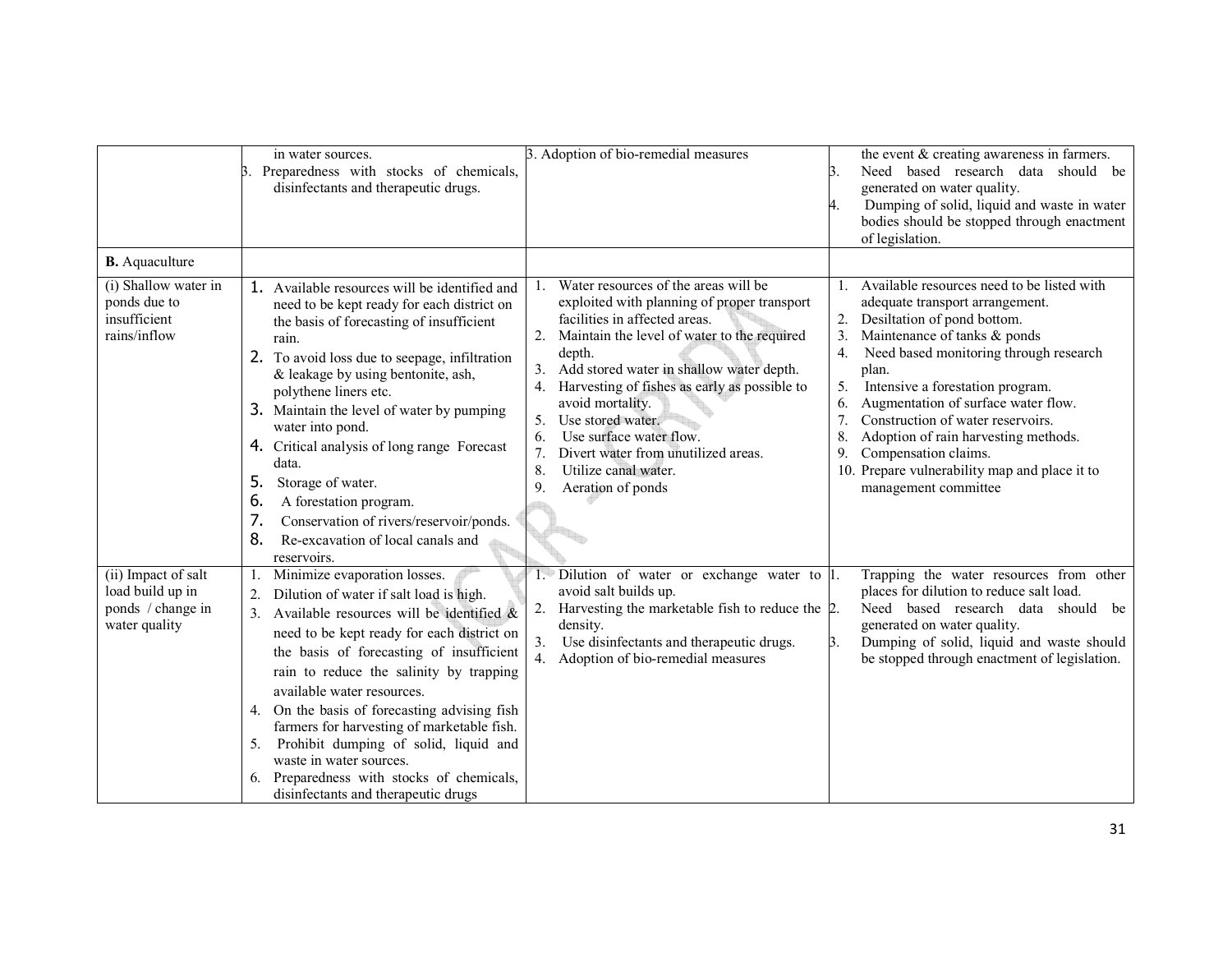| | | | |
|---|---|---|---|
| | in water sources.<br>3. Preparedness with stocks of chemicals, disinfectants and therapeutic drugs. | 3. Adoption of bio-remedial measures | the event & creating awareness in farmers.<br>3. Need based research data should be generated on water quality.<br>4. Dumping of solid, liquid and waste in water bodies should be stopped through enactment of legislation. |
| **B.** Aquaculture | | | |
| (i) Shallow water in ponds due to insufficient rains/inflow | 1. Available resources will be identified and need to be kept ready for each district on the basis of forecasting of insufficient rain.<br>2. To avoid loss due to seepage, infiltration & leakage by using bentonite, ash, polythene liners etc.<br>3. Maintain the level of water by pumping water into pond.<br>4. Critical analysis of long range Forecast data.<br>5. Storage of water.<br>6. A forestation program.<br>7. Conservation of rivers/reservoir/ponds.<br>8. Re-excavation of local canals and reservoirs. | 1. Water resources of the areas will be exploited with planning of proper transport facilities in affected areas.<br>2. Maintain the level of water to the required depth.<br>3. Add stored water in shallow water depth.<br>4. Harvesting of fishes as early as possible to avoid mortality.<br>5. Use stored water.<br>6. Use surface water flow.<br>7. Divert water from unutilized areas.<br>8. Utilize canal water.<br>9. Aeration of ponds | 1. Available resources need to be listed with adequate transport arrangement.<br>2. Desiltation of pond bottom.<br>3. Maintenance of tanks & ponds<br>4. Need based monitoring through research plan.<br>5. Intensive a forestation program.<br>6. Augmentation of surface water flow.<br>7. Construction of water reservoirs.<br>8. Adoption of rain harvesting methods.<br>9. Compensation claims.<br>10. Prepare vulnerability map and place it to management committee |
| (ii) Impact of salt load build up in ponds / change in water quality | 1. Minimize evaporation losses.<br>2. Dilution of water if salt load is high.<br>3. Available resources will be identified & need to be kept ready for each district on the basis of forecasting of insufficient rain to reduce the salinity by trapping available water resources.<br>4. On the basis of forecasting advising fish farmers for harvesting of marketable fish.<br>5. Prohibit dumping of solid, liquid and waste in water sources.<br>6. Preparedness with stocks of chemicals, disinfectants and therapeutic drugs | 1. Dilution of water or exchange water to avoid salt builds up.<br>2. Harvesting the marketable fish to reduce the density.<br>3. Use disinfectants and therapeutic drugs.<br>4. Adoption of bio-remedial measures | 1. Trapping the water resources from other places for dilution to reduce salt load.<br>2. Need based research data should be generated on water quality.<br>3. Dumping of solid, liquid and waste should be stopped through enactment of legislation. |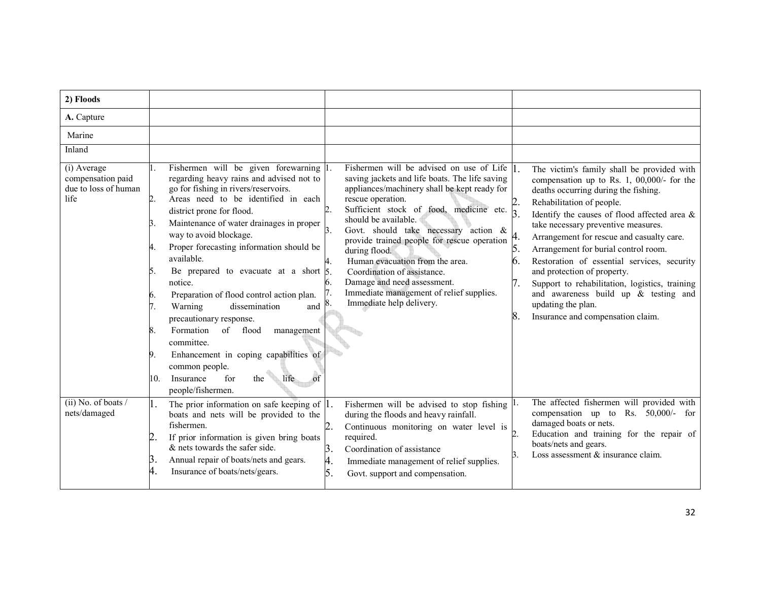| 2) Floods | | | |
|---|---|---|---|
| **A.** Capture | | | |
| Marine | | | |
| Inland | | | |
| (i) Average compensation paid due to loss of human life | 1. Fishermen will be given forewarning regarding heavy rains and advised not to go for fishing in rivers/reservoirs.<br>2. Areas need to be identified in each district prone for flood.<br>3. Maintenance of water drainages in proper way to avoid blockage.<br>4. Proper forecasting information should be available.<br>5. Be prepared to evacuate at a short notice.<br>6. Preparation of flood control action plan.<br>7. Warning dissemination and precautionary response.<br>8. Formation of flood management committee.<br>9. Enhancement in coping capabilities of common people.<br>10. Insurance for the life of people/fishermen. | 1. Fishermen will be advised on use of Life saving jackets and life boats. The life saving appliances/machinery shall be kept ready for rescue operation.<br>2. Sufficient stock of food, medicine etc. should be available.<br>3. Govt. should take necessary action & provide trained people for rescue operation during flood.<br>4. Human evacuation from the area.<br>5. Coordination of assistance.<br>6. Damage and need assessment.<br>7. Immediate management of relief supplies.<br>8. Immediate help delivery. | 1. The victim's family shall be provided with compensation up to Rs. 1, 00,000/- for the deaths occurring during the fishing.<br>2. Rehabilitation of people.<br>3. Identify the causes of flood affected area & take necessary preventive measures.<br>4. Arrangement for rescue and casualty care.<br>5. Arrangement for burial control room.<br>6. Restoration of essential services, security and protection of property.<br>7. Support to rehabilitation, logistics, training and awareness build up & testing and updating the plan.<br>8. Insurance and compensation claim. |
| (ii) No. of boats / nets/damaged | 1. The prior information on safe keeping of boats and nets will be provided to the fishermen.<br>2. If prior information is given bring boats & nets towards the safer side.<br>3. Annual repair of boats/nets and gears.<br>4. Insurance of boats/nets/gears. | 1. Fishermen will be advised to stop fishing during the floods and heavy rainfall.<br>2. Continuous monitoring on water level is required.<br>3. Coordination of assistance<br>4. Immediate management of relief supplies.<br>5. Govt. support and compensation. | 1. The affected fishermen will provided with compensation up to Rs. 50,000/- for damaged boats or nets.<br>2. Education and training for the repair of boats/nets and gears.<br>3. Loss assessment & insurance claim. |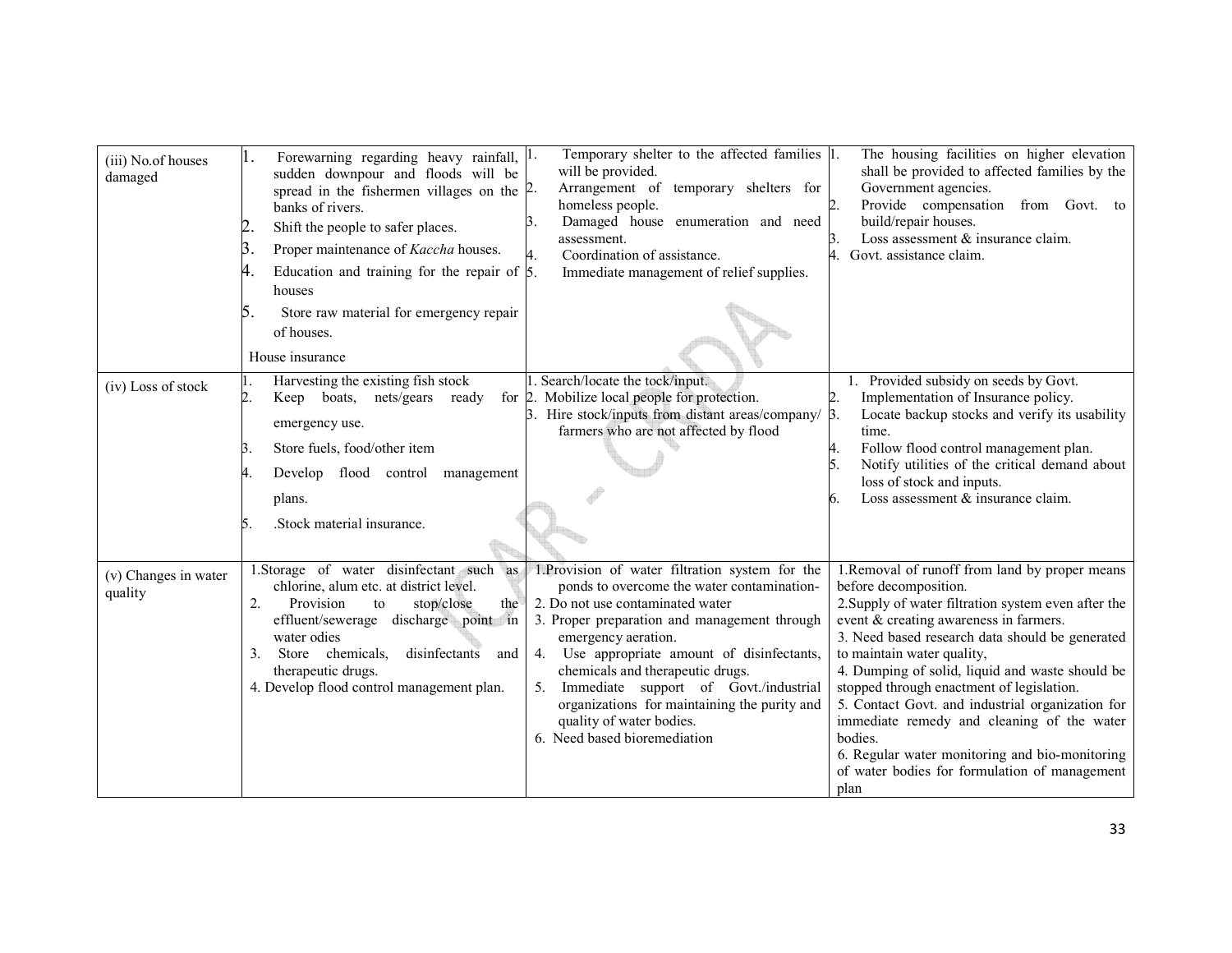| (iii) No.of houses damaged | 1. Forewarning regarding heavy rainfall, sudden downpour and floods will be spread in the fishermen villages on the banks of rivers.<br>2. Shift the people to safer places.<br>3. Proper maintenance of *Kaccha* houses.<br>4. Education and training for the repair of houses<br>5. Store raw material for emergency repair of houses.<br>House insurance | 1. Temporary shelter to the affected families will be provided.<br>2. Arrangement of temporary shelters for homeless people.<br>3. Damaged house enumeration and need assessment.<br>4. Coordination of assistance.<br>5. Immediate management of relief supplies. | 1. The housing facilities on higher elevation shall be provided to affected families by the Government agencies.<br>2. Provide compensation from Govt. to build/repair houses.<br>3. Loss assessment & insurance claim.<br>4. Govt. assistance claim. |
|---|---|---|---|
| (iv) Loss of stock | 1. Harvesting the existing fish stock<br>2. Keep boats, nets/gears ready for emergency use.<br>3. Store fuels, food/other item<br>4. Develop flood control management plans.<br>5. .Stock material insurance. | 1. Search/locate the tock/input.<br>2. Mobilize local people for protection.<br>3. Hire stock/inputs from distant areas/company/ farmers who are not affected by flood | 1. Provided subsidy on seeds by Govt.<br>2. Implementation of Insurance policy.<br>3. Locate backup stocks and verify its usability time.<br>4. Follow flood control management plan.<br>5. Notify utilities of the critical demand about loss of stock and inputs.<br>6. Loss assessment & insurance claim. |
| (v) Changes in water quality | 1.Storage of water disinfectant such as chlorine, alum etc. at district level.<br>2. Provision to stop/close the effluent/sewerage discharge point in water odies<br>3. Store chemicals, disinfectants and therapeutic drugs.<br>4. Develop flood control management plan. | 1.Provision of water filtration system for the ponds to overcome the water contamination-<br>2. Do not use contaminated water<br>3. Proper preparation and management through emergency aeration.<br>4. Use appropriate amount of disinfectants, chemicals and therapeutic drugs.<br>5. Immediate support of Govt./industrial organizations for maintaining the purity and quality of water bodies.<br>6. Need based bioremediation | 1.Removal of runoff from land by proper means before decomposition.<br>2.Supply of water filtration system even after the event & creating awareness in farmers.<br>3. Need based research data should be generated to maintain water quality,<br>4. Dumping of solid, liquid and waste should be stopped through enactment of legislation.<br>5. Contact Govt. and industrial organization for immediate remedy and cleaning of the water bodies.<br>6. Regular water monitoring and bio-monitoring of water bodies for formulation of management plan |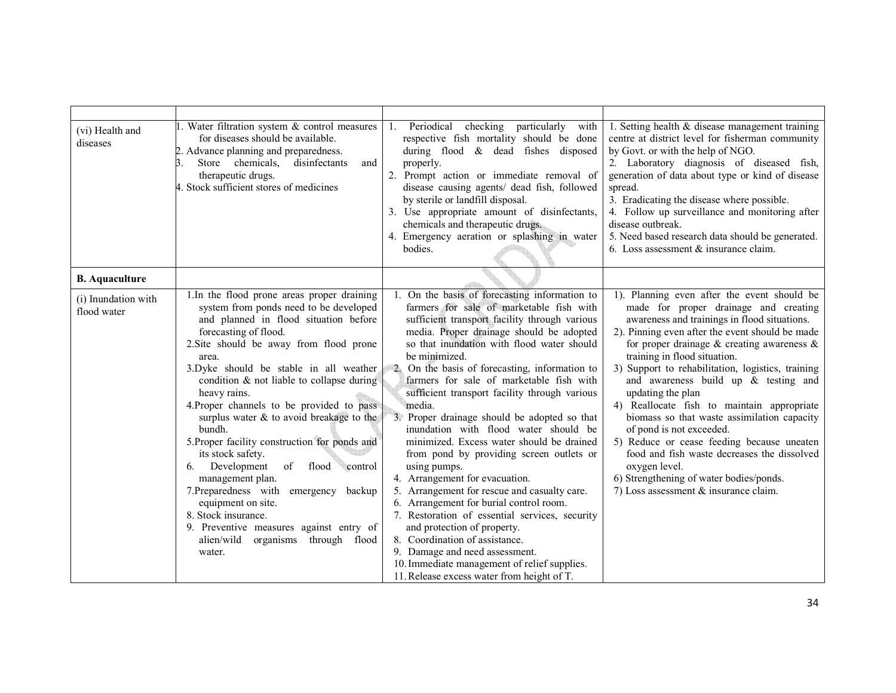| | | | |
|---|---|---|---|
| (vi) Health and diseases | 1. Water filtration system & control measures for diseases should be available.<br>2. Advance planning and preparedness.<br>3. Store chemicals, disinfectants and therapeutic drugs.<br>4. Stock sufficient stores of medicines | 1. Periodical checking particularly with respective fish mortality should be done during flood & dead fishes disposed properly.<br>2. Prompt action or immediate removal of disease causing agents/ dead fish, followed by sterile or landfill disposal.<br>3. Use appropriate amount of disinfectants, chemicals and therapeutic drugs.<br>4. Emergency aeration or splashing in water bodies. | 1. Setting health & disease management training centre at district level for fisherman community by Govt. or with the help of NGO.<br>2. Laboratory diagnosis of diseased fish, generation of data about type or kind of disease spread.<br>3. Eradicating the disease where possible.<br>4. Follow up surveillance and monitoring after disease outbreak.<br>5. Need based research data should be generated.<br>6. Loss assessment & insurance claim. |
| **B. Aquaculture** | | | |
| (i) Inundation with flood water | 1.In the flood prone areas proper draining system from ponds need to be developed and planned in flood situation before forecasting of flood.<br>2.Site should be away from flood prone area.<br>3.Dyke should be stable in all weather condition & not liable to collapse during heavy rains.<br>4.Proper channels to be provided to pass surplus water & to avoid breakage to the bundh.<br>5.Proper facility construction for ponds and its stock safety.<br>6. Development of flood control management plan.<br>7.Preparedness with emergency backup equipment on site.<br>8. Stock insurance.<br>9. Preventive measures against entry of alien/wild organisms through flood water. | 1. On the basis of forecasting information to farmers for sale of marketable fish with sufficient transport facility through various media. Proper drainage should be adopted so that inundation with flood water should be minimized.<br>2. On the basis of forecasting, information to farmers for sale of marketable fish with sufficient transport facility through various media.<br>3. Proper drainage should be adopted so that inundation with flood water should be minimized. Excess water should be drained from pond by providing screen outlets or using pumps.<br>4. Arrangement for evacuation.<br>5. Arrangement for rescue and casualty care.<br>6. Arrangement for burial control room.<br>7. Restoration of essential services, security and protection of property.<br>8. Coordination of assistance.<br>9. Damage and need assessment.<br>10. Immediate management of relief supplies.<br>11. Release excess water from height of T. | 1). Planning even after the event should be made for proper drainage and creating awareness and trainings in flood situations.<br>2). Pinning even after the event should be made for proper drainage & creating awareness & training in flood situation.<br>3) Support to rehabilitation, logistics, training and awareness build up & testing and updating the plan<br>4) Reallocate fish to maintain appropriate biomass so that waste assimilation capacity of pond is not exceeded.<br>5) Reduce or cease feeding because uneaten food and fish waste decreases the dissolved oxygen level.<br>6) Strengthening of water bodies/ponds.<br>7) Loss assessment & insurance claim. |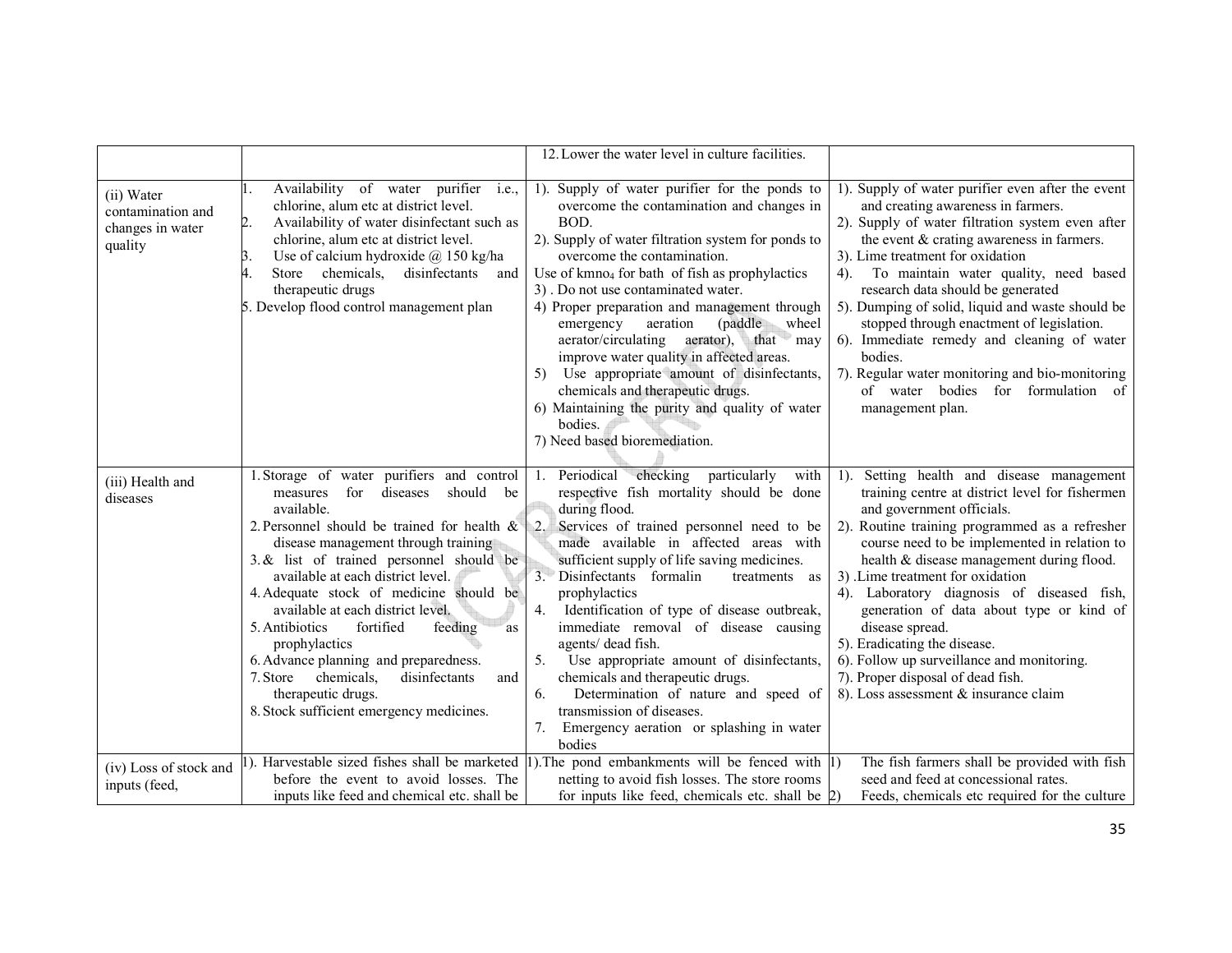| | | 12. Lower the water level in culture facilities. | |
|---|---|---|---|
| (ii) Water contamination and changes in water quality | 1. Availability of water purifier i.e., chlorine, alum etc at district level.<br>2. Availability of water disinfectant such as chlorine, alum etc at district level.<br>3. Use of calcium hydroxide @ 150 kg/ha<br>4. Store chemicals, disinfectants and therapeutic drugs<br>5. Develop flood control management plan | 1). Supply of water purifier for the ponds to overcome the contamination and changes in BOD.<br>2). Supply of water filtration system for ponds to overcome the contamination.<br>Use of kmno$_4$ for bath of fish as prophylactics<br>3) . Do not use contaminated water.<br>4) Proper preparation and management through emergency aeration (paddle wheel aerator/circulating aerator), that may improve water quality in affected areas.<br>5) Use appropriate amount of disinfectants, chemicals and therapeutic drugs.<br>6) Maintaining the purity and quality of water bodies.<br>7) Need based bioremediation. | 1). Supply of water purifier even after the event and creating awareness in farmers.<br>2). Supply of water filtration system even after the event & crating awareness in farmers.<br>3). Lime treatment for oxidation<br>4). To maintain water quality, need based research data should be generated<br>5). Dumping of solid, liquid and waste should be stopped through enactment of legislation.<br>6). Immediate remedy and cleaning of water bodies.<br>7). Regular water monitoring and bio-monitoring of water bodies for formulation of management plan. |
| (iii) Health and diseases | 1. Storage of water purifiers and control measures for diseases should be available.<br>2. Personnel should be trained for health & disease management through training<br>3. & list of trained personnel should be available at each district level.<br>4. Adequate stock of medicine should be available at each district level.<br>5. Antibiotics fortified feeding as prophylactics<br>6. Advance planning and preparedness.<br>7. Store chemicals, disinfectants and therapeutic drugs.<br>8. Stock sufficient emergency medicines. | 1. Periodical checking particularly with respective fish mortality should be done during flood.<br>2. Services of trained personnel need to be made available in affected areas with sufficient supply of life saving medicines.<br>3. Disinfectants formalin treatments as prophylactics<br>4. Identification of type of disease outbreak, immediate removal of disease causing agents/ dead fish.<br>5. Use appropriate amount of disinfectants, chemicals and therapeutic drugs.<br>6. Determination of nature and speed of transmission of diseases.<br>7. Emergency aeration or splashing in water bodies | 1). Setting health and disease management training centre at district level for fishermen and government officials.<br>2). Routine training programmed as a refresher course need to be implemented in relation to health & disease management during flood.<br>3) .Lime treatment for oxidation<br>4). Laboratory diagnosis of diseased fish, generation of data about type or kind of disease spread.<br>5). Eradicating the disease.<br>6). Follow up surveillance and monitoring.<br>7). Proper disposal of dead fish.<br>8). Loss assessment & insurance claim |
| (iv) Loss of stock and inputs (feed, | 1). Harvestable sized fishes shall be marketed before the event to avoid losses. The inputs like feed and chemical etc. shall be | 1).The pond embankments will be fenced with netting to avoid fish losses. The store rooms for inputs like feed, chemicals etc. shall be | 1) The fish farmers shall be provided with fish seed and feed at concessional rates.<br>2) Feeds, chemicals etc required for the culture |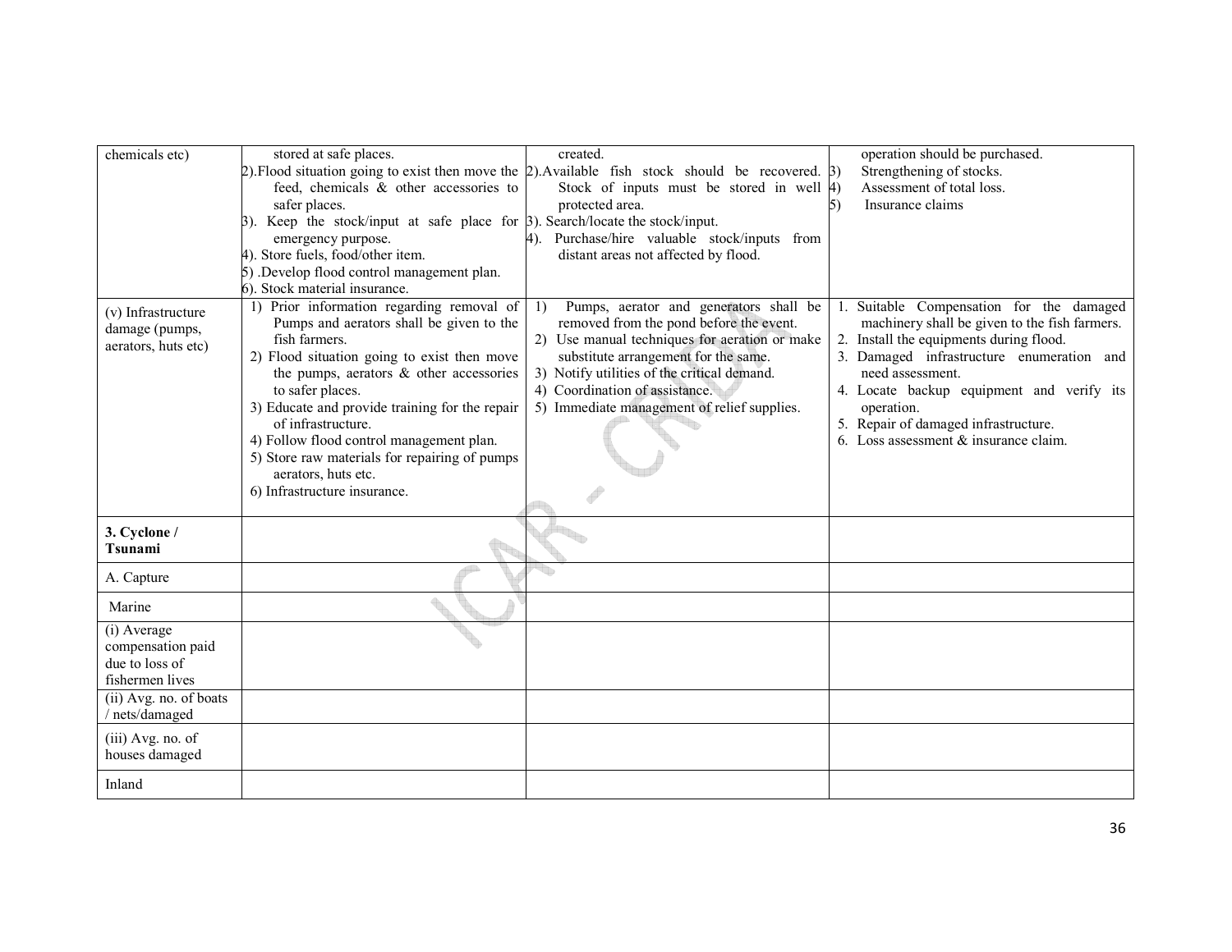| | | | |
|---|---|---|---|
| chemicals etc) | stored at safe places.<br>2).Flood situation going to exist then move the feed, chemicals & other accessories to safer places.<br>3). Keep the stock/input at safe place for emergency purpose.<br>4). Store fuels, food/other item.<br>5) .Develop flood control management plan.<br>6). Stock material insurance. | created.<br>2).Available fish stock should be recovered. Stock of inputs must be stored in well protected area.<br>3). Search/locate the stock/input.<br>4). Purchase/hire valuable stock/inputs from distant areas not affected by flood. | operation should be purchased.<br>3) Strengthening of stocks.<br>4) Assessment of total loss.<br>5) Insurance claims |
| (v) Infrastructure damage (pumps, aerators, huts etc) | 1) Prior information regarding removal of Pumps and aerators shall be given to the fish farmers.<br>2) Flood situation going to exist then move the pumps, aerators & other accessories to safer places.<br>3) Educate and provide training for the repair of infrastructure.<br>4) Follow flood control management plan.<br>5) Store raw materials for repairing of pumps aerators, huts etc.<br>6) Infrastructure insurance. | 1) Pumps, aerator and generators shall be removed from the pond before the event.<br>2) Use manual techniques for aeration or make substitute arrangement for the same.<br>3) Notify utilities of the critical demand.<br>4) Coordination of assistance.<br>5) Immediate management of relief supplies. | 1. Suitable Compensation for the damaged machinery shall be given to the fish farmers.<br>2. Install the equipments during flood.<br>3. Damaged infrastructure enumeration and need assessment.<br>4. Locate backup equipment and verify its operation.<br>5. Repair of damaged infrastructure.<br>6. Loss assessment & insurance claim. |
| **3. Cyclone / Tsunami** | | | |
| A. Capture | | | |
| Marine | | | |
| (i) Average compensation paid due to loss of fishermen lives | | | |
| (ii) Avg. no. of boats / nets/damaged | | | |
| (iii) Avg. no. of houses damaged | | | |
| Inland | | | |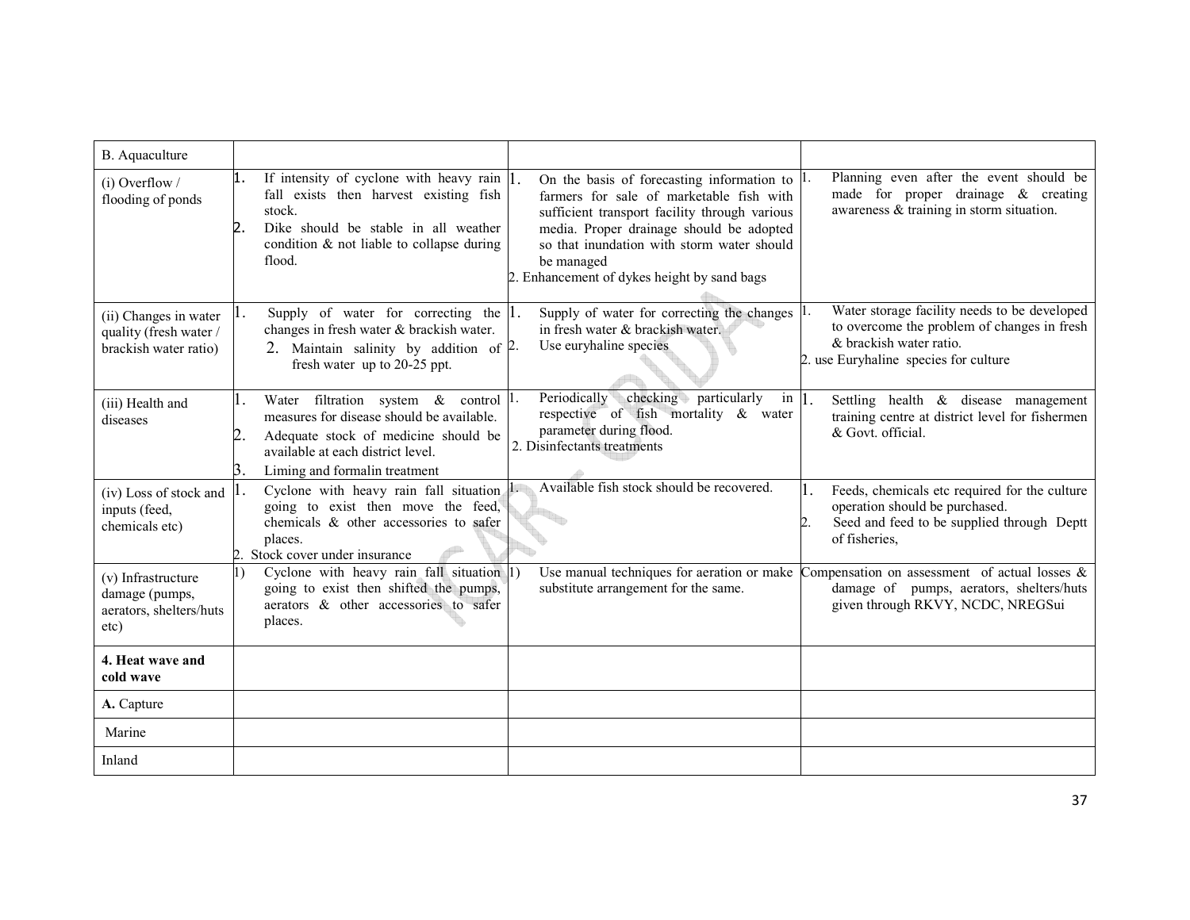| B. Aquaculture | | | |
|---|---|---|---|
| (i) Overflow / flooding of ponds | 1. If intensity of cyclone with heavy rain fall exists then harvest existing fish stock.<br>2. Dike should be stable in all weather condition & not liable to collapse during flood. | 1. On the basis of forecasting information to farmers for sale of marketable fish with sufficient transport facility through various media. Proper drainage should be adopted so that inundation with storm water should be managed<br>2. Enhancement of dykes height by sand bags | 1. Planning even after the event should be made for proper drainage & creating awareness & training in storm situation. |
| (ii) Changes in water quality (fresh water / brackish water ratio) | 1. Supply of water for correcting the changes in fresh water & brackish water.<br>2. Maintain salinity by addition of fresh water up to 20-25 ppt. | 1. Supply of water for correcting the changes in fresh water & brackish water.<br>2. Use euryhaline species | 1. Water storage facility needs to be developed to overcome the problem of changes in fresh & brackish water ratio.<br>2. use Euryhaline species for culture |
| (iii) Health and diseases | 1. Water filtration system & control measures for disease should be available.<br>2. Adequate stock of medicine should be available at each district level.<br>3. Liming and formalin treatment | 1. Periodically checking particularly in respective of fish mortality & water parameter during flood.<br>2. Disinfectants treatments | 1. Settling health & disease management training centre at district level for fishermen & Govt. official. |
| (iv) Loss of stock and inputs (feed, chemicals etc) | 1. Cyclone with heavy rain fall situation going to exist then move the feed, chemicals & other accessories to safer places.<br>2. Stock cover under insurance | 1. Available fish stock should be recovered. | 1. Feeds, chemicals etc required for the culture operation should be purchased.<br>2. Seed and feed to be supplied through Deptt of fisheries, |
| (v) Infrastructure damage (pumps, aerators, shelters/huts etc) | 1) Cyclone with heavy rain fall situation going to exist then shifted the pumps, aerators & other accessories to safer places. | 1) Use manual techniques for aeration or make substitute arrangement for the same. | Compensation on assessment of actual losses & damage of pumps, aerators, shelters/huts given through RKVY, NCDC, NREGSui |
| **4. Heat wave and cold wave** | | | |
| **A.** Capture | | | |
| Marine | | | |
| Inland | | | |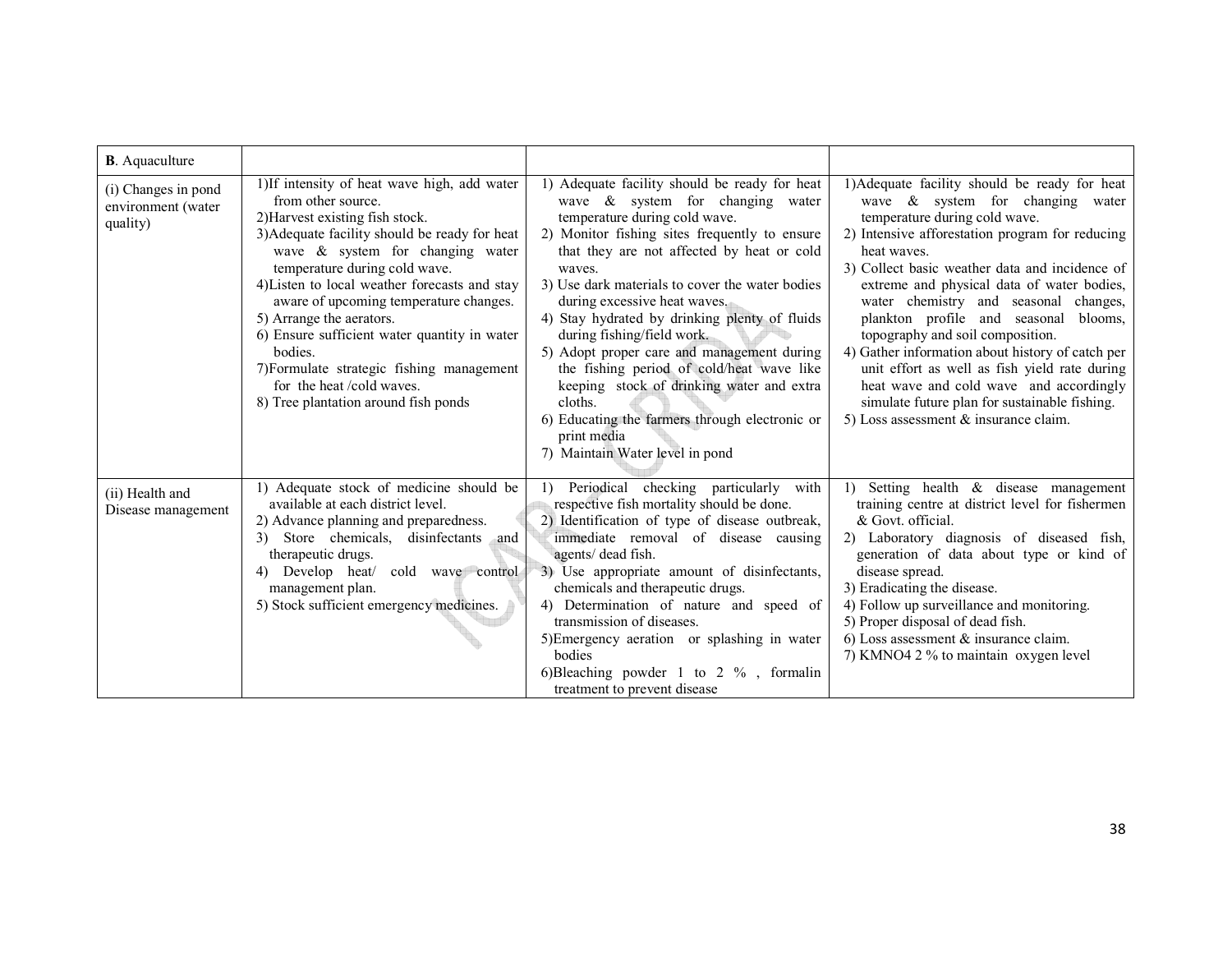| | | | |
|---|---|---|---|
| **B**. Aquaculture | | | |
| (i) Changes in pond environment (water quality) | 1)If intensity of heat wave high, add water from other source.<br>2)Harvest existing fish stock.<br>3)Adequate facility should be ready for heat wave & system for changing water temperature during cold wave.<br>4)Listen to local weather forecasts and stay aware of upcoming temperature changes.<br>5) Arrange the aerators.<br>6) Ensure sufficient water quantity in water bodies.<br>7)Formulate strategic fishing management for the heat /cold waves.<br>8) Tree plantation around fish ponds | 1) Adequate facility should be ready for heat wave & system for changing water temperature during cold wave.<br>2) Monitor fishing sites frequently to ensure that they are not affected by heat or cold waves.<br>3) Use dark materials to cover the water bodies during excessive heat waves.<br>4) Stay hydrated by drinking plenty of fluids during fishing/field work.<br>5) Adopt proper care and management during the fishing period of cold/heat wave like keeping stock of drinking water and extra cloths.<br>6) Educating the farmers through electronic or print media<br>7) Maintain Water level in pond | 1)Adequate facility should be ready for heat wave & system for changing water temperature during cold wave.<br>2) Intensive afforestation program for reducing heat waves.<br>3) Collect basic weather data and incidence of extreme and physical data of water bodies, water chemistry and seasonal changes, plankton profile and seasonal blooms, topography and soil composition.<br>4) Gather information about history of catch per unit effort as well as fish yield rate during heat wave and cold wave and accordingly simulate future plan for sustainable fishing.<br>5) Loss assessment & insurance claim. |
| (ii) Health and Disease management | 1) Adequate stock of medicine should be available at each district level.<br>2) Advance planning and preparedness.<br>3) Store chemicals, disinfectants and therapeutic drugs.<br>4) Develop heat/ cold wave control management plan.<br>5) Stock sufficient emergency medicines. | 1) Periodical checking particularly with respective fish mortality should be done.<br>2) Identification of type of disease outbreak, immediate removal of disease causing agents/ dead fish.<br>3) Use appropriate amount of disinfectants, chemicals and therapeutic drugs.<br>4) Determination of nature and speed of transmission of diseases.<br>5)Emergency aeration or splashing in water bodies<br>6)Bleaching powder 1 to 2 % , formalin treatment to prevent disease | 1) Setting health & disease management training centre at district level for fishermen & Govt. official.<br>2) Laboratory diagnosis of diseased fish, generation of data about type or kind of disease spread.<br>3) Eradicating the disease.<br>4) Follow up surveillance and monitoring.<br>5) Proper disposal of dead fish.<br>6) Loss assessment & insurance claim.<br>7) $KMNO_4$ 2 % to maintain oxygen level |